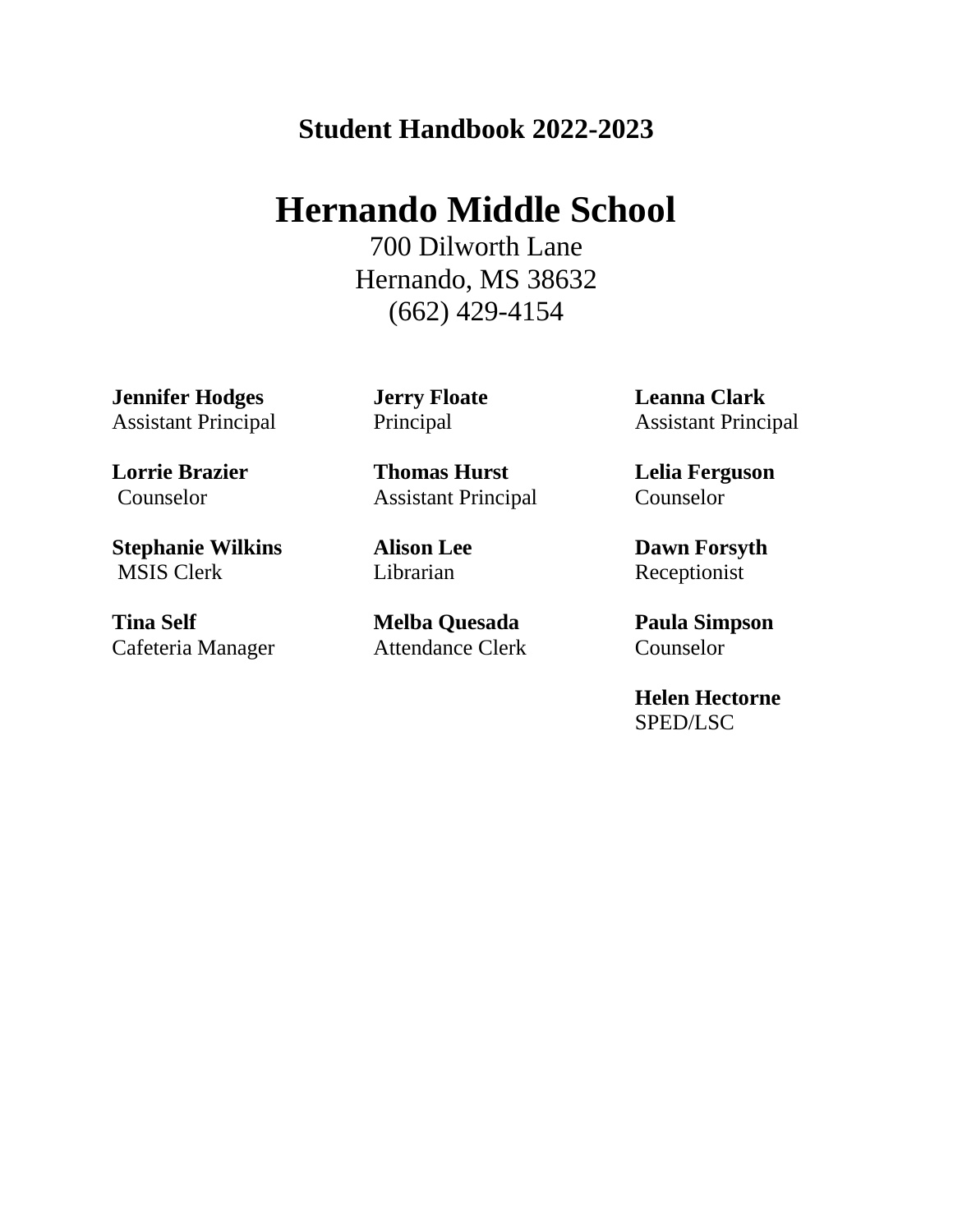## Student Handbook 2022-2023

# Hernando Middle School

700 Dilworth Lane
Hernando, MS 38632
(662) 429-4154

**Jennifer Hodges**
Assistant Principal

**Jerry Floate**
Principal

**Leanna Clark**
Assistant Principal

**Lorrie Brazier**
Counselor

**Thomas Hurst**
Assistant Principal

**Lelia Ferguson**
Counselor

**Stephanie Wilkins**
MSIS Clerk

**Alison Lee**
Librarian

**Dawn Forsyth**
Receptionist

**Tina Self**
Cafeteria Manager

**Melba Quesada**
Attendance Clerk

**Paula Simpson**
Counselor

**Helen Hectorne**
SPED/LSC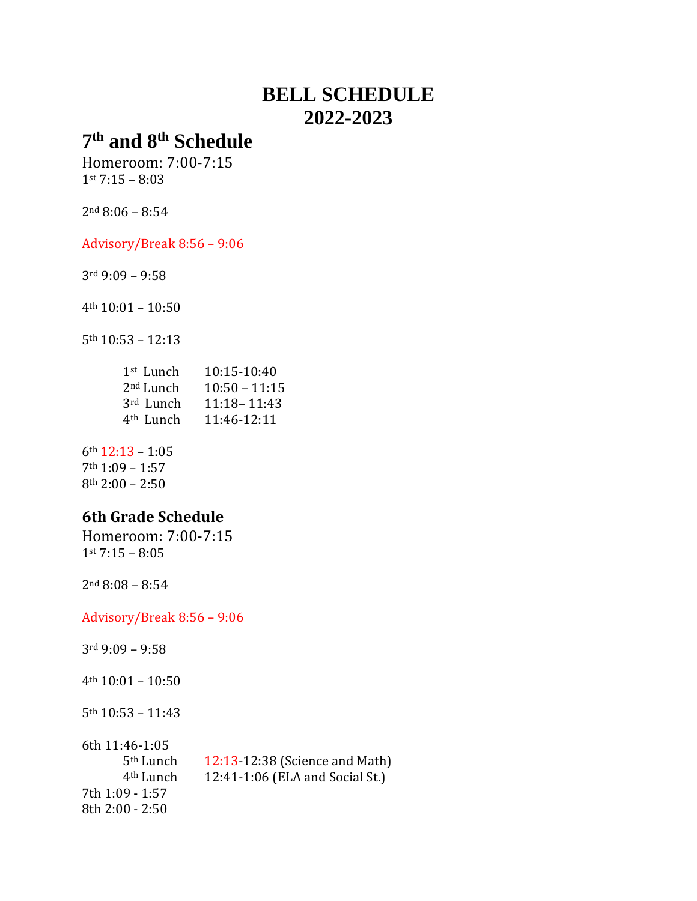# BELL SCHEDULE
# 2022-2023

## 7th and 8th Schedule

Homeroom: 7:00-7:15
1st 7:15 – 8:03

2nd 8:06 – 8:54

Advisory/Break 8:56 – 9:06

3rd 9:09 – 9:58

4th 10:01 – 10:50

5th 10:53 – 12:13

| | |
|---|---|
| 1st Lunch | 10:15-10:40 |
| 2nd Lunch | 10:50 – 11:15 |
| 3rd Lunch | 11:18– 11:43 |
| 4th Lunch | 11:46-12:11 |

6th 12:13 – 1:05
7th 1:09 – 1:57
8th 2:00 – 2:50

### 6th Grade Schedule

Homeroom: 7:00-7:15
1st 7:15 – 8:05

2nd 8:08 – 8:54

Advisory/Break 8:56 – 9:06

3rd 9:09 – 9:58

4th 10:01 – 10:50

5th 10:53 – 11:43

6th 11:46-1:05

| | |
|---|---|
| 5th Lunch | 12:13-12:38 (Science and Math) |
| 4th Lunch | 12:41-1:06 (ELA and Social St.) |

7th 1:09 - 1:57
8th 2:00 - 2:50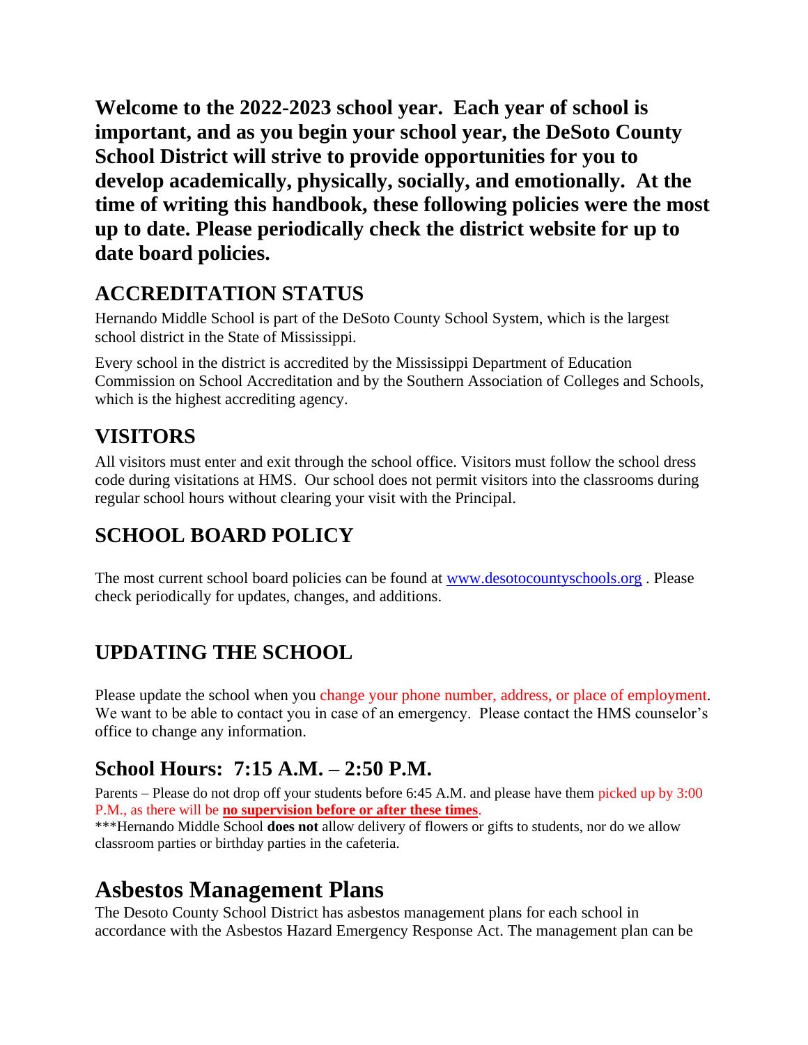**Welcome to the 2022-2023 school year. Each year of school is important, and as you begin your school year, the DeSoto County School District will strive to provide opportunities for you to develop academically, physically, socially, and emotionally. At the time of writing this handbook, these following policies were the most up to date. Please periodically check the district website for up to date board policies.**

## ACCREDITATION STATUS

Hernando Middle School is part of the DeSoto County School System, which is the largest school district in the State of Mississippi.

Every school in the district is accredited by the Mississippi Department of Education Commission on School Accreditation and by the Southern Association of Colleges and Schools, which is the highest accrediting agency.

## VISITORS

All visitors must enter and exit through the school office. Visitors must follow the school dress code during visitations at HMS. Our school does not permit visitors into the classrooms during regular school hours without clearing your visit with the Principal.

## SCHOOL BOARD POLICY

The most current school board policies can be found at www.desotocountyschools.org . Please check periodically for updates, changes, and additions.

## UPDATING THE SCHOOL

Please update the school when you change your phone number, address, or place of employment. We want to be able to contact you in case of an emergency. Please contact the HMS counselor's office to change any information.

## School Hours: 7:15 A.M. – 2:50 P.M.

Parents – Please do not drop off your students before 6:45 A.M. and please have them picked up by 3:00 P.M., as there will be **no supervision before or after these times**.

***Hernando Middle School **does not** allow delivery of flowers or gifts to students, nor do we allow classroom parties or birthday parties in the cafeteria.

# Asbestos Management Plans

The Desoto County School District has asbestos management plans for each school in accordance with the Asbestos Hazard Emergency Response Act. The management plan can be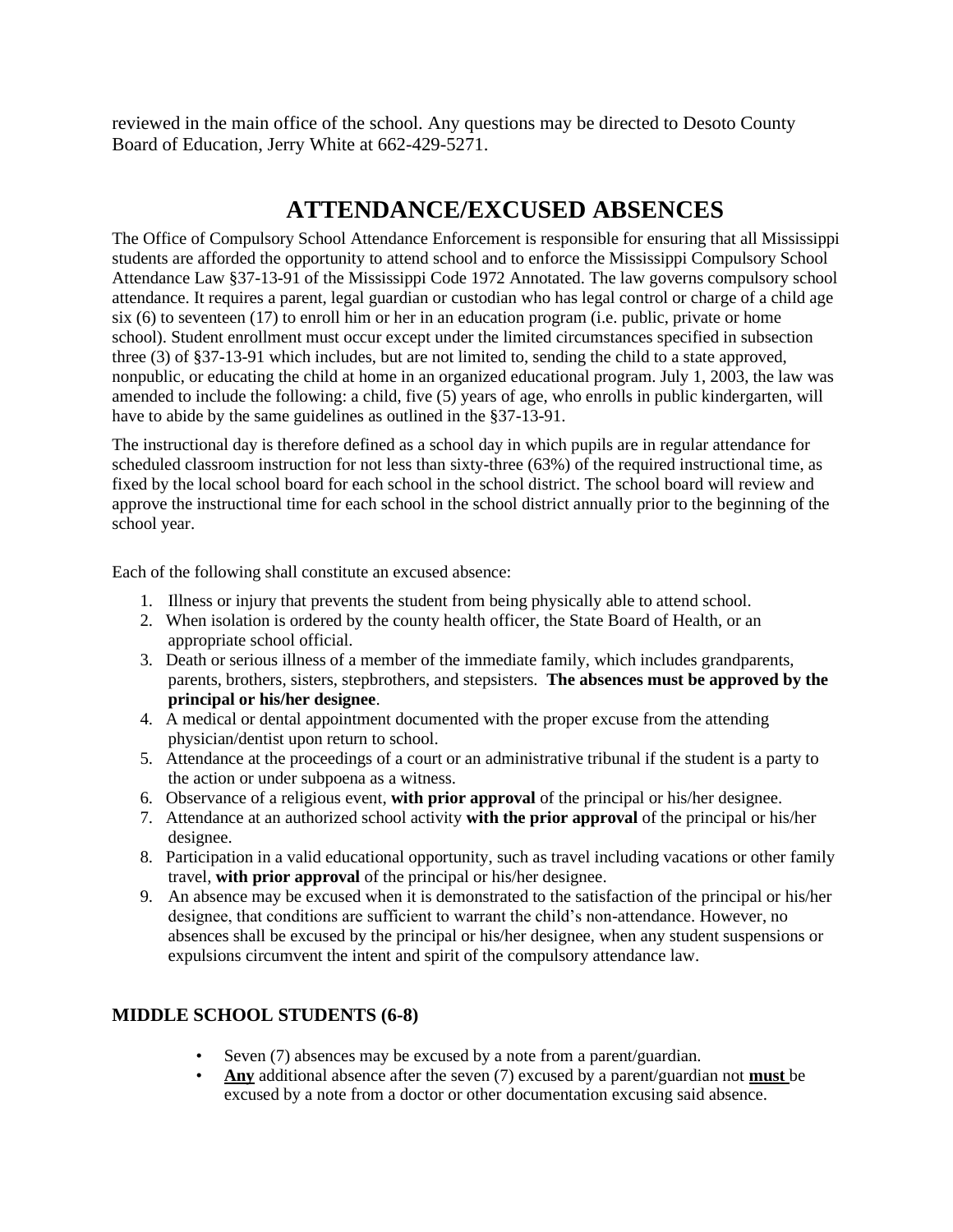reviewed in the main office of the school. Any questions may be directed to Desoto County Board of Education, Jerry White at 662-429-5271.

# ATTENDANCE/EXCUSED ABSENCES

The Office of Compulsory School Attendance Enforcement is responsible for ensuring that all Mississippi students are afforded the opportunity to attend school and to enforce the Mississippi Compulsory School Attendance Law §37-13-91 of the Mississippi Code 1972 Annotated. The law governs compulsory school attendance. It requires a parent, legal guardian or custodian who has legal control or charge of a child age six (6) to seventeen (17) to enroll him or her in an education program (i.e. public, private or home school). Student enrollment must occur except under the limited circumstances specified in subsection three (3) of §37-13-91 which includes, but are not limited to, sending the child to a state approved, nonpublic, or educating the child at home in an organized educational program. July 1, 2003, the law was amended to include the following: a child, five (5) years of age, who enrolls in public kindergarten, will have to abide by the same guidelines as outlined in the §37-13-91.

The instructional day is therefore defined as a school day in which pupils are in regular attendance for scheduled classroom instruction for not less than sixty-three (63%) of the required instructional time, as fixed by the local school board for each school in the school district. The school board will review and approve the instructional time for each school in the school district annually prior to the beginning of the school year.

Each of the following shall constitute an excused absence:

1. Illness or injury that prevents the student from being physically able to attend school.
2. When isolation is ordered by the county health officer, the State Board of Health, or an appropriate school official.
3. Death or serious illness of a member of the immediate family, which includes grandparents, parents, brothers, sisters, stepbrothers, and stepsisters. **The absences must be approved by the principal or his/her designee**.
4. A medical or dental appointment documented with the proper excuse from the attending physician/dentist upon return to school.
5. Attendance at the proceedings of a court or an administrative tribunal if the student is a party to the action or under subpoena as a witness.
6. Observance of a religious event, **with prior approval** of the principal or his/her designee.
7. Attendance at an authorized school activity **with the prior approval** of the principal or his/her designee.
8. Participation in a valid educational opportunity, such as travel including vacations or other family travel, **with prior approval** of the principal or his/her designee.
9. An absence may be excused when it is demonstrated to the satisfaction of the principal or his/her designee, that conditions are sufficient to warrant the child's non-attendance. However, no absences shall be excused by the principal or his/her designee, when any student suspensions or expulsions circumvent the intent and spirit of the compulsory attendance law.

### MIDDLE SCHOOL STUDENTS (6-8)

- Seven (7) absences may be excused by a note from a parent/guardian.
- <u>**Any**</u> additional absence after the seven (7) excused by a parent/guardian not <u>**must**</u> be excused by a note from a doctor or other documentation excusing said absence.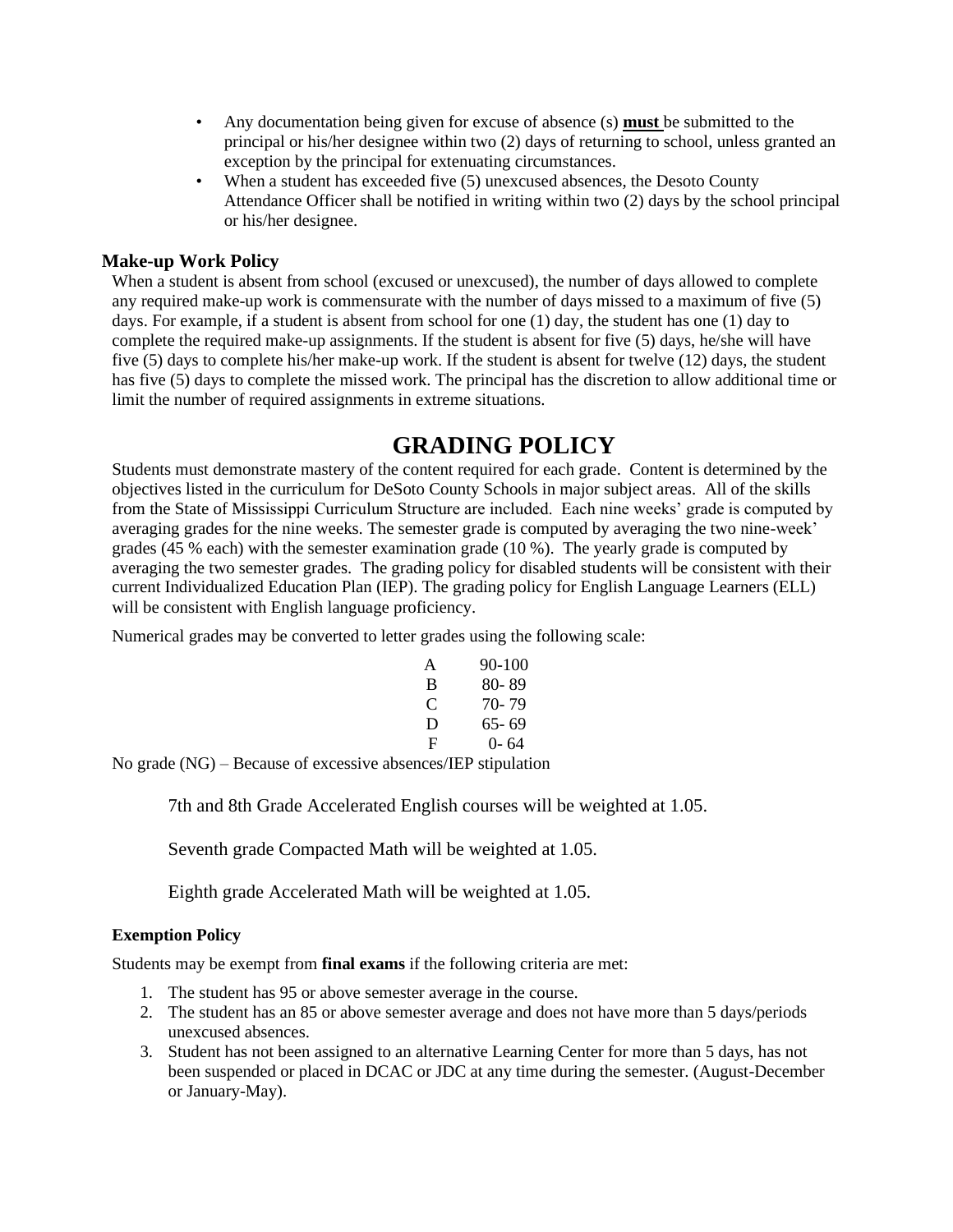- Any documentation being given for excuse of absence (s) **must** be submitted to the principal or his/her designee within two (2) days of returning to school, unless granted an exception by the principal for extenuating circumstances.
- When a student has exceeded five (5) unexcused absences, the Desoto County Attendance Officer shall be notified in writing within two (2) days by the school principal or his/her designee.

### Make-up Work Policy

When a student is absent from school (excused or unexcused), the number of days allowed to complete any required make-up work is commensurate with the number of days missed to a maximum of five (5) days. For example, if a student is absent from school for one (1) day, the student has one (1) day to complete the required make-up assignments. If the student is absent for five (5) days, he/she will have five (5) days to complete his/her make-up work. If the student is absent for twelve (12) days, the student has five (5) days to complete the missed work. The principal has the discretion to allow additional time or limit the number of required assignments in extreme situations.

# GRADING POLICY

Students must demonstrate mastery of the content required for each grade. Content is determined by the objectives listed in the curriculum for DeSoto County Schools in major subject areas. All of the skills from the State of Mississippi Curriculum Structure are included. Each nine weeks' grade is computed by averaging grades for the nine weeks. The semester grade is computed by averaging the two nine-week' grades (45 % each) with the semester examination grade (10 %). The yearly grade is computed by averaging the two semester grades. The grading policy for disabled students will be consistent with their current Individualized Education Plan (IEP). The grading policy for English Language Learners (ELL) will be consistent with English language proficiency.

Numerical grades may be converted to letter grades using the following scale:

| | |
|---|---|
| A | 90-100 |
| B | 80- 89 |
| C | 70- 79 |
| D | 65- 69 |
| F | 0- 64 |

No grade (NG) – Because of excessive absences/IEP stipulation

7th and 8th Grade Accelerated English courses will be weighted at 1.05.

Seventh grade Compacted Math will be weighted at 1.05.

Eighth grade Accelerated Math will be weighted at 1.05.

### Exemption Policy

Students may be exempt from **final exams** if the following criteria are met:

1. The student has 95 or above semester average in the course.
2. The student has an 85 or above semester average and does not have more than 5 days/periods unexcused absences.
3. Student has not been assigned to an alternative Learning Center for more than 5 days, has not been suspended or placed in DCAC or JDC at any time during the semester. (August-December or January-May).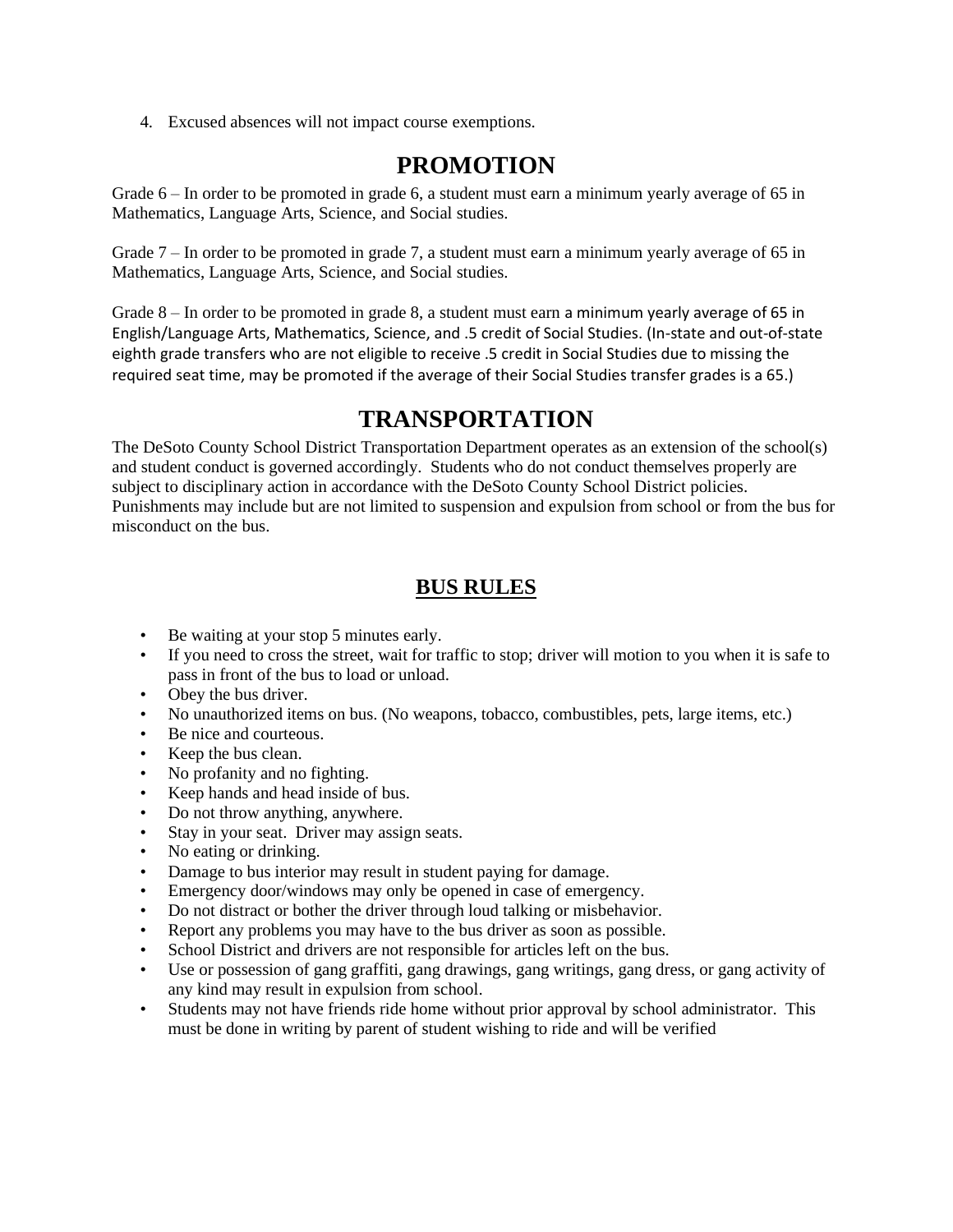4. Excused absences will not impact course exemptions.

# PROMOTION

Grade 6 – In order to be promoted in grade 6, a student must earn a minimum yearly average of 65 in Mathematics, Language Arts, Science, and Social studies.

Grade 7 – In order to be promoted in grade 7, a student must earn a minimum yearly average of 65 in Mathematics, Language Arts, Science, and Social studies.

Grade 8 – In order to be promoted in grade 8, a student must earn a minimum yearly average of 65 in English/Language Arts, Mathematics, Science, and .5 credit of Social Studies. (In-state and out-of-state eighth grade transfers who are not eligible to receive .5 credit in Social Studies due to missing the required seat time, may be promoted if the average of their Social Studies transfer grades is a 65.)

# TRANSPORTATION

The DeSoto County School District Transportation Department operates as an extension of the school(s) and student conduct is governed accordingly. Students who do not conduct themselves properly are subject to disciplinary action in accordance with the DeSoto County School District policies. Punishments may include but are not limited to suspension and expulsion from school or from the bus for misconduct on the bus.

## BUS RULES

- Be waiting at your stop 5 minutes early.
- If you need to cross the street, wait for traffic to stop; driver will motion to you when it is safe to pass in front of the bus to load or unload.
- Obey the bus driver.
- No unauthorized items on bus. (No weapons, tobacco, combustibles, pets, large items, etc.)
- Be nice and courteous.
- Keep the bus clean.
- No profanity and no fighting.
- Keep hands and head inside of bus.
- Do not throw anything, anywhere.
- Stay in your seat. Driver may assign seats.
- No eating or drinking.
- Damage to bus interior may result in student paying for damage.
- Emergency door/windows may only be opened in case of emergency.
- Do not distract or bother the driver through loud talking or misbehavior.
- Report any problems you may have to the bus driver as soon as possible.
- School District and drivers are not responsible for articles left on the bus.
- Use or possession of gang graffiti, gang drawings, gang writings, gang dress, or gang activity of any kind may result in expulsion from school.
- Students may not have friends ride home without prior approval by school administrator. This must be done in writing by parent of student wishing to ride and will be verified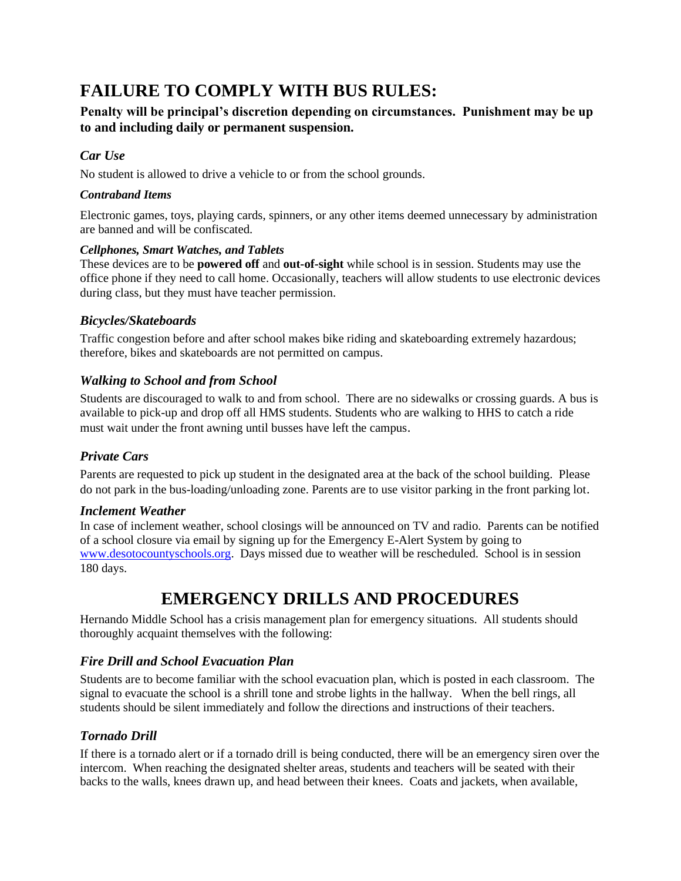## FAILURE TO COMPLY WITH BUS RULES:

**Penalty will be principal's discretion depending on circumstances. Punishment may be up to and including daily or permanent suspension.**

### *Car Use*

No student is allowed to drive a vehicle to or from the school grounds.

### *Contraband Items*

Electronic games, toys, playing cards, spinners, or any other items deemed unnecessary by administration are banned and will be confiscated.

### *Cellphones, Smart Watches, and Tablets*

These devices are to be **powered off** and **out-of-sight** while school is in session. Students may use the office phone if they need to call home. Occasionally, teachers will allow students to use electronic devices during class, but they must have teacher permission.

### *Bicycles/Skateboards*

Traffic congestion before and after school makes bike riding and skateboarding extremely hazardous; therefore, bikes and skateboards are not permitted on campus.

### *Walking to School and from School*

Students are discouraged to walk to and from school. There are no sidewalks or crossing guards. A bus is available to pick-up and drop off all HMS students. Students who are walking to HHS to catch a ride must wait under the front awning until busses have left the campus.

### *Private Cars*

Parents are requested to pick up student in the designated area at the back of the school building. Please do not park in the bus-loading/unloading zone. Parents are to use visitor parking in the front parking lot.

### *Inclement Weather*

In case of inclement weather, school closings will be announced on TV and radio. Parents can be notified of a school closure via email by signing up for the Emergency E-Alert System by going to [www.desotocountyschools.org](http://www.desotocountyschools.org). Days missed due to weather will be rescheduled. School is in session 180 days.

## EMERGENCY DRILLS AND PROCEDURES

Hernando Middle School has a crisis management plan for emergency situations. All students should thoroughly acquaint themselves with the following:

### *Fire Drill and School Evacuation Plan*

Students are to become familiar with the school evacuation plan, which is posted in each classroom. The signal to evacuate the school is a shrill tone and strobe lights in the hallway. When the bell rings, all students should be silent immediately and follow the directions and instructions of their teachers.

### *Tornado Drill*

If there is a tornado alert or if a tornado drill is being conducted, there will be an emergency siren over the intercom. When reaching the designated shelter areas, students and teachers will be seated with their backs to the walls, knees drawn up, and head between their knees. Coats and jackets, when available,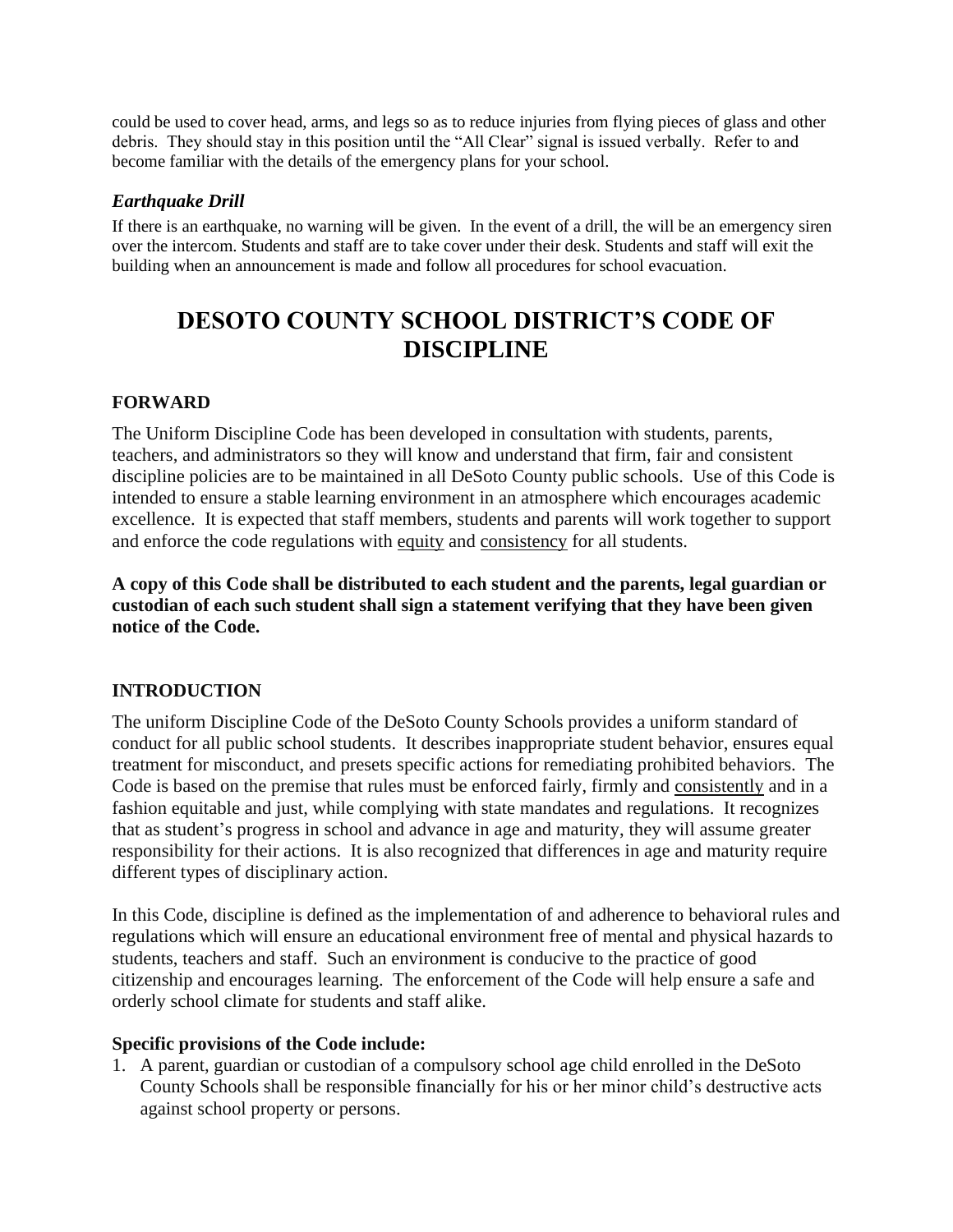could be used to cover head, arms, and legs so as to reduce injuries from flying pieces of glass and other debris. They should stay in this position until the "All Clear" signal is issued verbally. Refer to and become familiar with the details of the emergency plans for your school.

### *Earthquake Drill*

If there is an earthquake, no warning will be given. In the event of a drill, the will be an emergency siren over the intercom. Students and staff are to take cover under their desk. Students and staff will exit the building when an announcement is made and follow all procedures for school evacuation.

# DESOTO COUNTY SCHOOL DISTRICT'S CODE OF DISCIPLINE

## FORWARD

The Uniform Discipline Code has been developed in consultation with students, parents, teachers, and administrators so they will know and understand that firm, fair and consistent discipline policies are to be maintained in all DeSoto County public schools. Use of this Code is intended to ensure a stable learning environment in an atmosphere which encourages academic excellence. It is expected that staff members, students and parents will work together to support and enforce the code regulations with equity and consistency for all students.

**A copy of this Code shall be distributed to each student and the parents, legal guardian or custodian of each such student shall sign a statement verifying that they have been given notice of the Code.**

## INTRODUCTION

The uniform Discipline Code of the DeSoto County Schools provides a uniform standard of conduct for all public school students. It describes inappropriate student behavior, ensures equal treatment for misconduct, and presets specific actions for remediating prohibited behaviors. The Code is based on the premise that rules must be enforced fairly, firmly and consistently and in a fashion equitable and just, while complying with state mandates and regulations. It recognizes that as student's progress in school and advance in age and maturity, they will assume greater responsibility for their actions. It is also recognized that differences in age and maturity require different types of disciplinary action.

In this Code, discipline is defined as the implementation of and adherence to behavioral rules and regulations which will ensure an educational environment free of mental and physical hazards to students, teachers and staff. Such an environment is conducive to the practice of good citizenship and encourages learning. The enforcement of the Code will help ensure a safe and orderly school climate for students and staff alike.

**Specific provisions of the Code include:**

1. A parent, guardian or custodian of a compulsory school age child enrolled in the DeSoto County Schools shall be responsible financially for his or her minor child's destructive acts against school property or persons.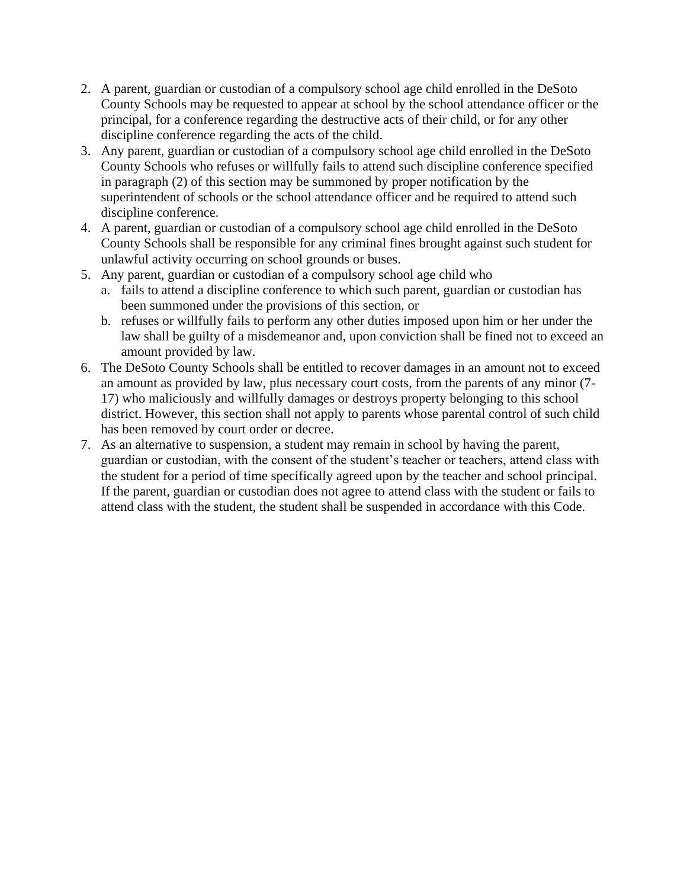2. A parent, guardian or custodian of a compulsory school age child enrolled in the DeSoto County Schools may be requested to appear at school by the school attendance officer or the principal, for a conference regarding the destructive acts of their child, or for any other discipline conference regarding the acts of the child.
3. Any parent, guardian or custodian of a compulsory school age child enrolled in the DeSoto County Schools who refuses or willfully fails to attend such discipline conference specified in paragraph (2) of this section may be summoned by proper notification by the superintendent of schools or the school attendance officer and be required to attend such discipline conference.
4. A parent, guardian or custodian of a compulsory school age child enrolled in the DeSoto County Schools shall be responsible for any criminal fines brought against such student for unlawful activity occurring on school grounds or buses.
5. Any parent, guardian or custodian of a compulsory school age child who
   a. fails to attend a discipline conference to which such parent, guardian or custodian has been summoned under the provisions of this section, or
   b. refuses or willfully fails to perform any other duties imposed upon him or her under the law shall be guilty of a misdemeanor and, upon conviction shall be fined not to exceed an amount provided by law.
6. The DeSoto County Schools shall be entitled to recover damages in an amount not to exceed an amount as provided by law, plus necessary court costs, from the parents of any minor (7-17) who maliciously and willfully damages or destroys property belonging to this school district. However, this section shall not apply to parents whose parental control of such child has been removed by court order or decree.
7. As an alternative to suspension, a student may remain in school by having the parent, guardian or custodian, with the consent of the student's teacher or teachers, attend class with the student for a period of time specifically agreed upon by the teacher and school principal. If the parent, guardian or custodian does not agree to attend class with the student or fails to attend class with the student, the student shall be suspended in accordance with this Code.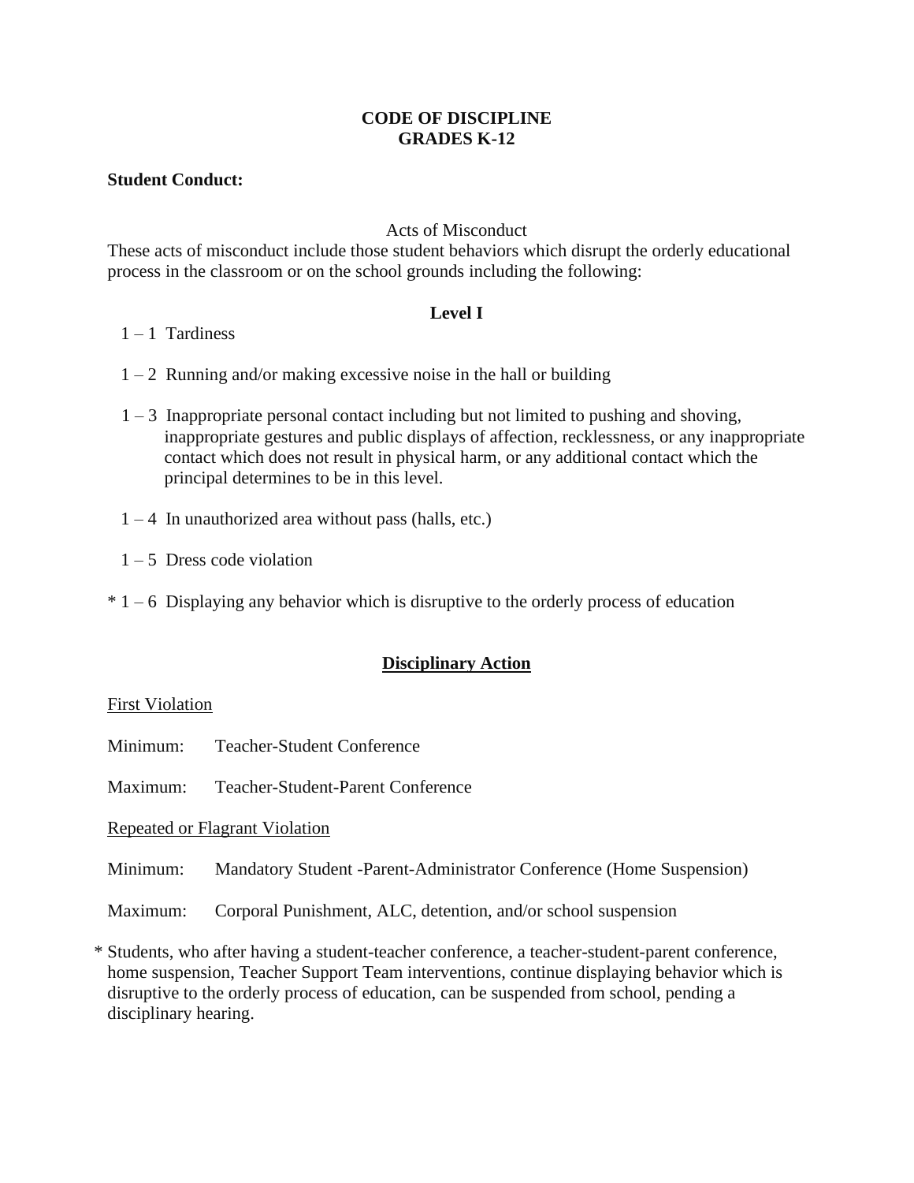# CODE OF DISCIPLINE
# GRADES K-12

**Student Conduct:**

Acts of Misconduct

These acts of misconduct include those student behaviors which disrupt the orderly educational process in the classroom or on the school grounds including the following:

**Level I**

1 – 1 Tardiness

1 – 2 Running and/or making excessive noise in the hall or building

1 – 3 Inappropriate personal contact including but not limited to pushing and shoving, inappropriate gestures and public displays of affection, recklessness, or any inappropriate contact which does not result in physical harm, or any additional contact which the principal determines to be in this level.

1 – 4 In unauthorized area without pass (halls, etc.)

1 – 5 Dress code violation

* 1 – 6 Displaying any behavior which is disruptive to the orderly process of education

**Disciplinary Action**

First Violation

Minimum: Teacher-Student Conference

Maximum: Teacher-Student-Parent Conference

Repeated or Flagrant Violation

Minimum: Mandatory Student -Parent-Administrator Conference (Home Suspension)

Maximum: Corporal Punishment, ALC, detention, and/or school suspension

* Students, who after having a student-teacher conference, a teacher-student-parent conference, home suspension, Teacher Support Team interventions, continue displaying behavior which is disruptive to the orderly process of education, can be suspended from school, pending a disciplinary hearing.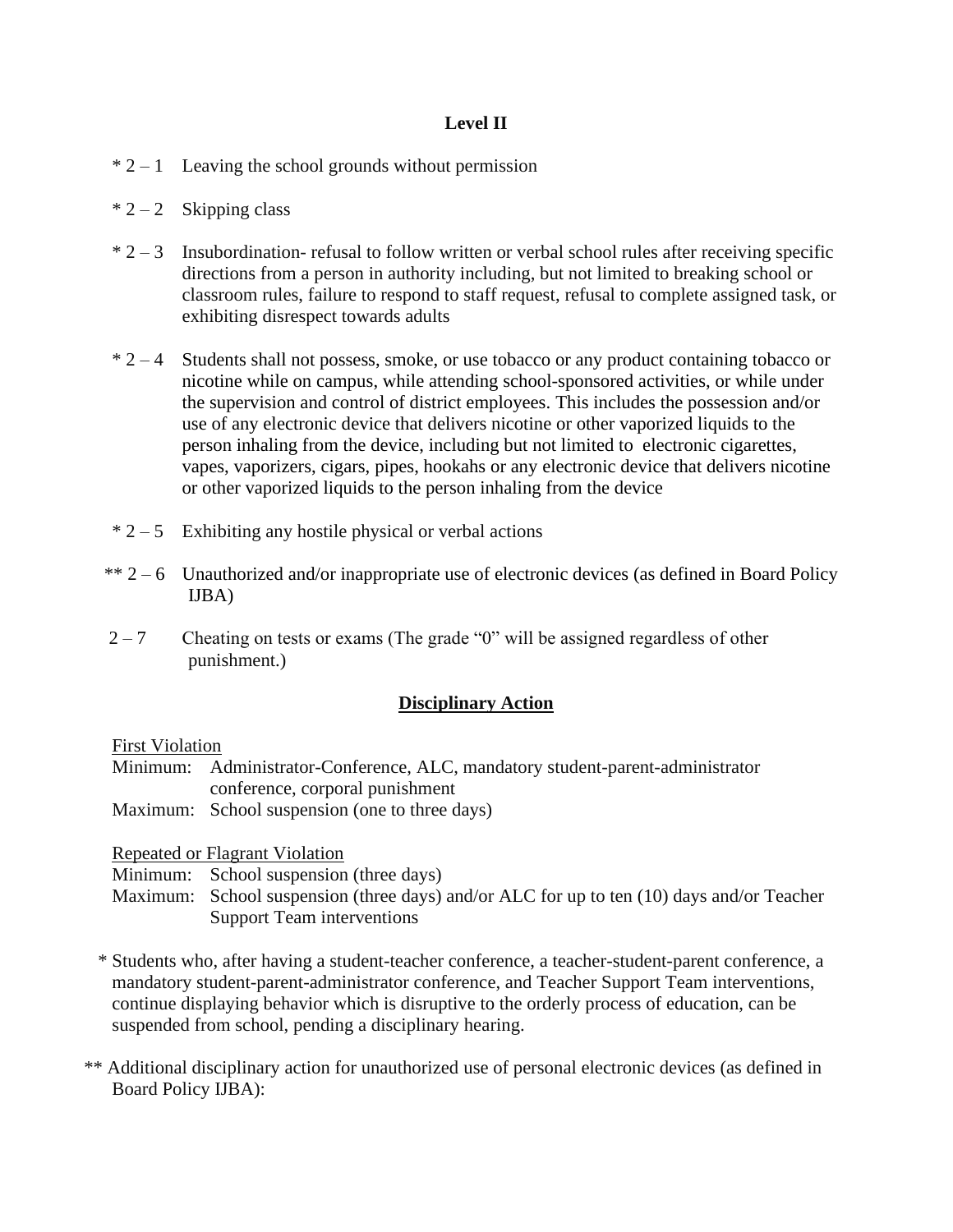## Level II

* 2 – 1 Leaving the school grounds without permission

* 2 – 2 Skipping class

* 2 – 3 Insubordination- refusal to follow written or verbal school rules after receiving specific directions from a person in authority including, but not limited to breaking school or classroom rules, failure to respond to staff request, refusal to complete assigned task, or exhibiting disrespect towards adults

* 2 – 4 Students shall not possess, smoke, or use tobacco or any product containing tobacco or nicotine while on campus, while attending school-sponsored activities, or while under the supervision and control of district employees. This includes the possession and/or use of any electronic device that delivers nicotine or other vaporized liquids to the person inhaling from the device, including but not limited to electronic cigarettes, vapes, vaporizers, cigars, pipes, hookahs or any electronic device that delivers nicotine or other vaporized liquids to the person inhaling from the device

* 2 – 5 Exhibiting any hostile physical or verbal actions

** 2 – 6 Unauthorized and/or inappropriate use of electronic devices (as defined in Board Policy IJBA)

2 – 7 Cheating on tests or exams (The grade "0" will be assigned regardless of other punishment.)

### <u>Disciplinary Action</u>

<u>First Violation</u>
Minimum: Administrator-Conference, ALC, mandatory student-parent-administrator conference, corporal punishment
Maximum: School suspension (one to three days)

<u>Repeated or Flagrant Violation</u>
Minimum: School suspension (three days)
Maximum: School suspension (three days) and/or ALC for up to ten (10) days and/or Teacher Support Team interventions

* Students who, after having a student-teacher conference, a teacher-student-parent conference, a mandatory student-parent-administrator conference, and Teacher Support Team interventions, continue displaying behavior which is disruptive to the orderly process of education, can be suspended from school, pending a disciplinary hearing.

** Additional disciplinary action for unauthorized use of personal electronic devices (as defined in Board Policy IJBA):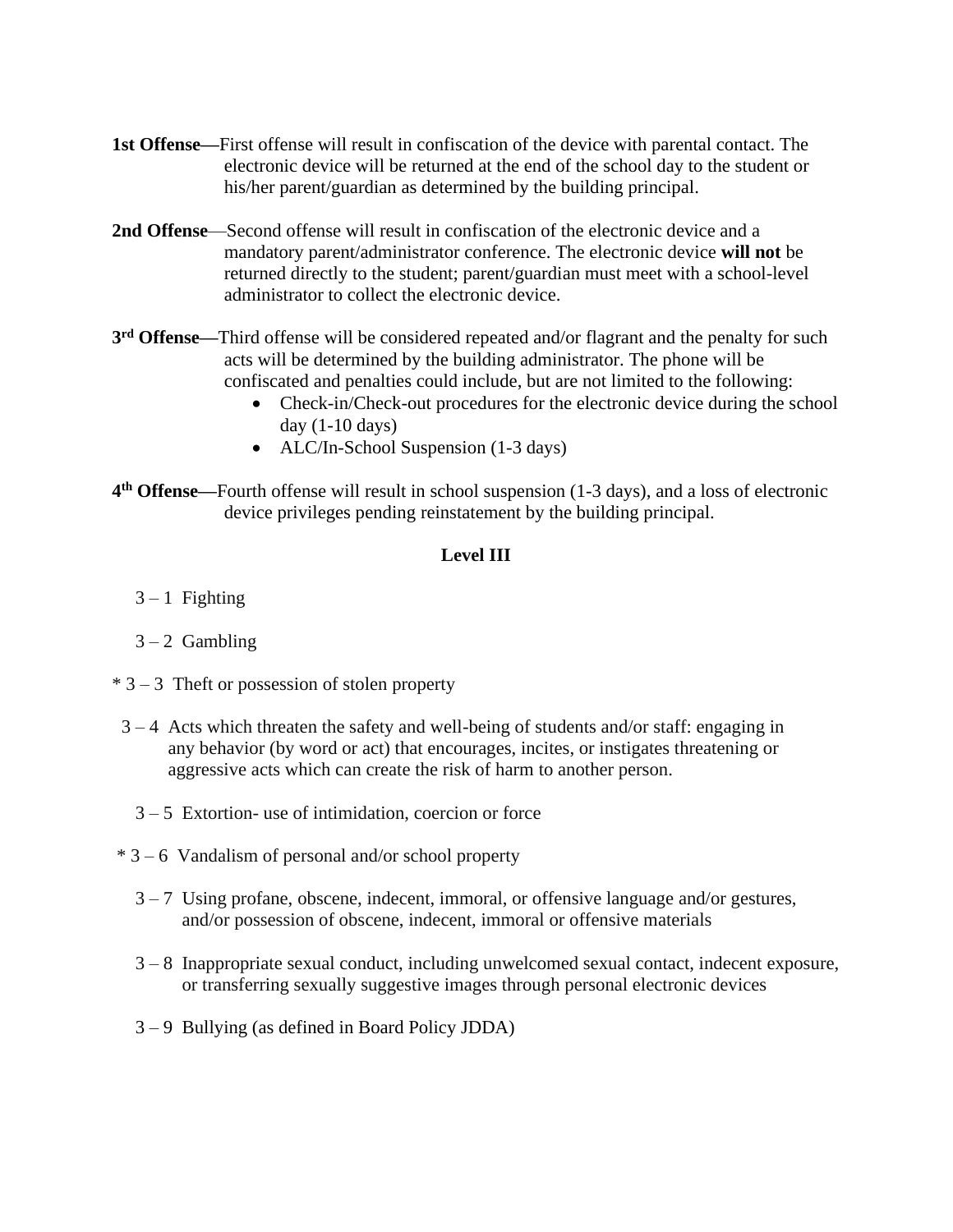**1st Offense—**First offense will result in confiscation of the device with parental contact. The electronic device will be returned at the end of the school day to the student or his/her parent/guardian as determined by the building principal.

**2nd Offense**—Second offense will result in confiscation of the electronic device and a mandatory parent/administrator conference. The electronic device **will not** be returned directly to the student; parent/guardian must meet with a school-level administrator to collect the electronic device.

**3rd Offense—**Third offense will be considered repeated and/or flagrant and the penalty for such acts will be determined by the building administrator. The phone will be confiscated and penalties could include, but are not limited to the following:

- Check-in/Check-out procedures for the electronic device during the school day (1-10 days)
- ALC/In-School Suspension (1-3 days)

**4th Offense—**Fourth offense will result in school suspension (1-3 days), and a loss of electronic device privileges pending reinstatement by the building principal.

## Level III

3 – 1 Fighting

3 – 2 Gambling

* 3 – 3 Theft or possession of stolen property

3 – 4 Acts which threaten the safety and well-being of students and/or staff: engaging in any behavior (by word or act) that encourages, incites, or instigates threatening or aggressive acts which can create the risk of harm to another person.

3 – 5 Extortion- use of intimidation, coercion or force

* 3 – 6 Vandalism of personal and/or school property

3 – 7 Using profane, obscene, indecent, immoral, or offensive language and/or gestures, and/or possession of obscene, indecent, immoral or offensive materials

3 – 8 Inappropriate sexual conduct, including unwelcomed sexual contact, indecent exposure, or transferring sexually suggestive images through personal electronic devices

3 – 9 Bullying (as defined in Board Policy JDDA)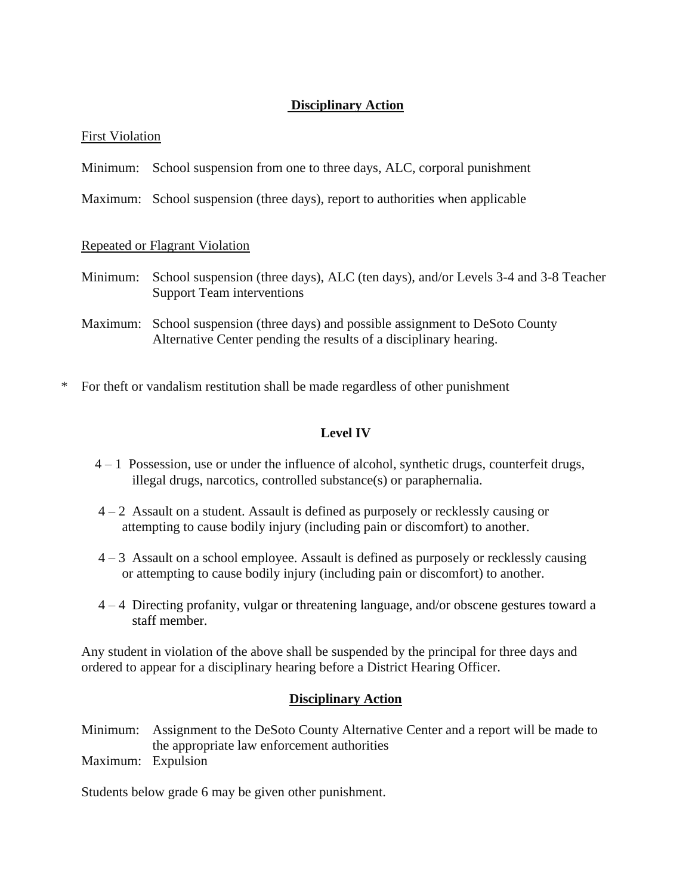**Disciplinary Action**

First Violation

Minimum: School suspension from one to three days, ALC, corporal punishment

Maximum: School suspension (three days), report to authorities when applicable

Repeated or Flagrant Violation

Minimum: School suspension (three days), ALC (ten days), and/or Levels 3-4 and 3-8 Teacher Support Team interventions

Maximum: School suspension (three days) and possible assignment to DeSoto County Alternative Center pending the results of a disciplinary hearing.

\* For theft or vandalism restitution shall be made regardless of other punishment

## Level IV

4 – 1 Possession, use or under the influence of alcohol, synthetic drugs, counterfeit drugs, illegal drugs, narcotics, controlled substance(s) or paraphernalia.

4 – 2 Assault on a student. Assault is defined as purposely or recklessly causing or attempting to cause bodily injury (including pain or discomfort) to another.

4 – 3 Assault on a school employee. Assault is defined as purposely or recklessly causing or attempting to cause bodily injury (including pain or discomfort) to another.

4 – 4 Directing profanity, vulgar or threatening language, and/or obscene gestures toward a staff member.

Any student in violation of the above shall be suspended by the principal for three days and ordered to appear for a disciplinary hearing before a District Hearing Officer.

**Disciplinary Action**

Minimum: Assignment to the DeSoto County Alternative Center and a report will be made to the appropriate law enforcement authorities

Maximum: Expulsion

Students below grade 6 may be given other punishment.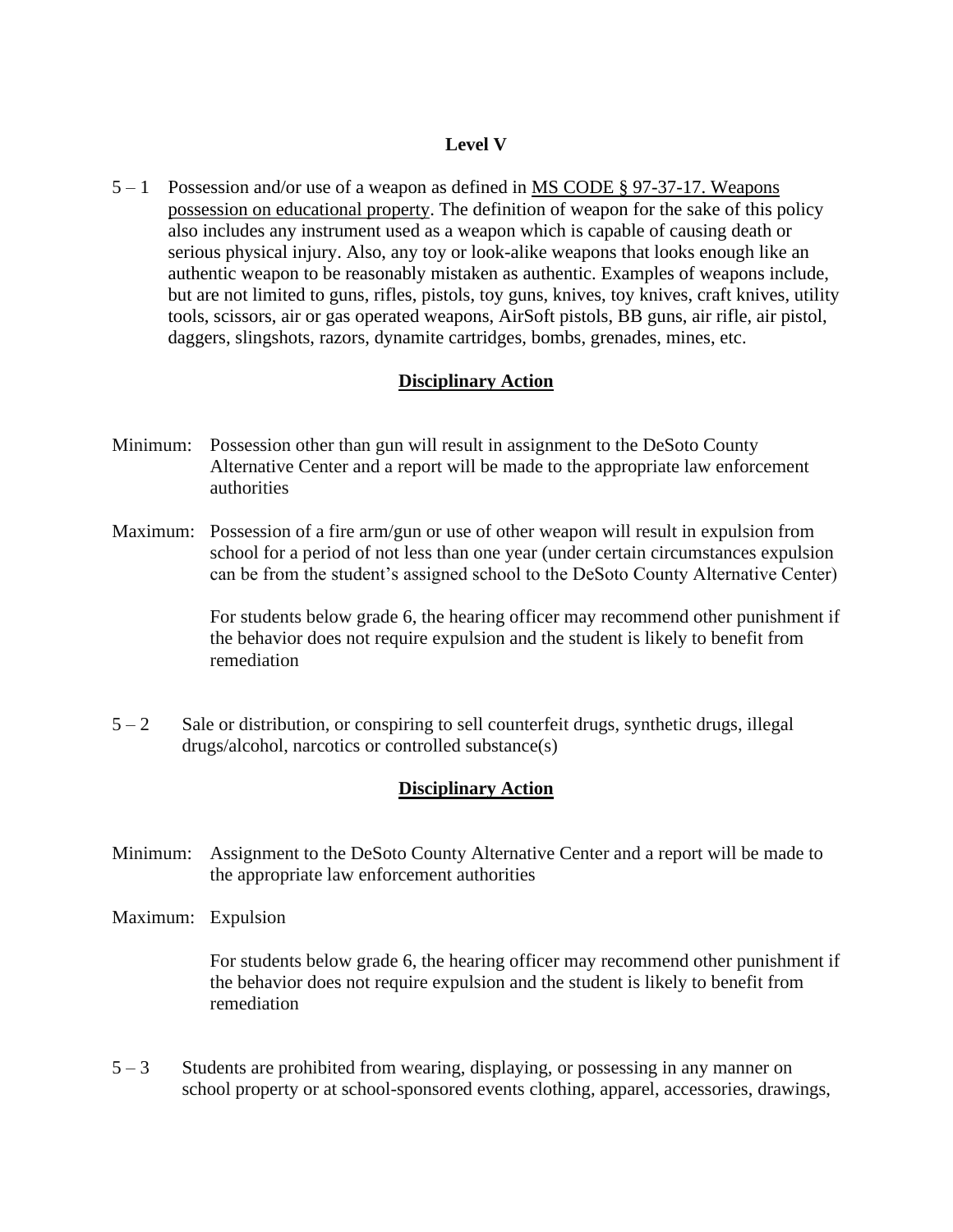**Level V**

5 – 1 Possession and/or use of a weapon as defined in MS CODE § 97-37-17. Weapons possession on educational property. The definition of weapon for the sake of this policy also includes any instrument used as a weapon which is capable of causing death or serious physical injury. Also, any toy or look-alike weapons that looks enough like an authentic weapon to be reasonably mistaken as authentic. Examples of weapons include, but are not limited to guns, rifles, pistols, toy guns, knives, toy knives, craft knives, utility tools, scissors, air or gas operated weapons, AirSoft pistols, BB guns, air rifle, air pistol, daggers, slingshots, razors, dynamite cartridges, bombs, grenades, mines, etc.

**Disciplinary Action**

Minimum: Possession other than gun will result in assignment to the DeSoto County Alternative Center and a report will be made to the appropriate law enforcement authorities

Maximum: Possession of a fire arm/gun or use of other weapon will result in expulsion from school for a period of not less than one year (under certain circumstances expulsion can be from the student's assigned school to the DeSoto County Alternative Center)

For students below grade 6, the hearing officer may recommend other punishment if the behavior does not require expulsion and the student is likely to benefit from remediation

5 – 2 Sale or distribution, or conspiring to sell counterfeit drugs, synthetic drugs, illegal drugs/alcohol, narcotics or controlled substance(s)

**Disciplinary Action**

Minimum: Assignment to the DeSoto County Alternative Center and a report will be made to the appropriate law enforcement authorities

Maximum: Expulsion

For students below grade 6, the hearing officer may recommend other punishment if the behavior does not require expulsion and the student is likely to benefit from remediation

5 – 3 Students are prohibited from wearing, displaying, or possessing in any manner on school property or at school-sponsored events clothing, apparel, accessories, drawings,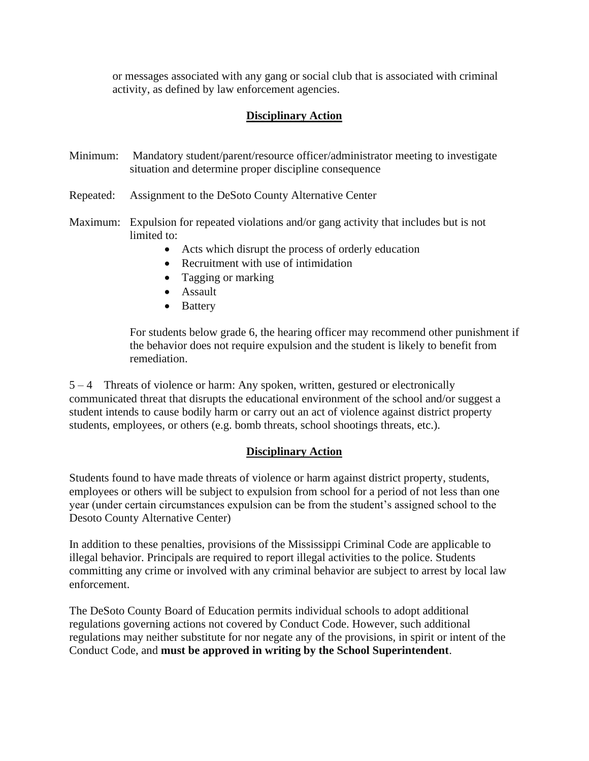or messages associated with any gang or social club that is associated with criminal activity, as defined by law enforcement agencies.

**Disciplinary Action**

Minimum: Mandatory student/parent/resource officer/administrator meeting to investigate situation and determine proper discipline consequence

Repeated: Assignment to the DeSoto County Alternative Center

Maximum: Expulsion for repeated violations and/or gang activity that includes but is not limited to:

- Acts which disrupt the process of orderly education
- Recruitment with use of intimidation
- Tagging or marking
- Assault
- Battery

For students below grade 6, the hearing officer may recommend other punishment if the behavior does not require expulsion and the student is likely to benefit from remediation.

5 – 4 Threats of violence or harm: Any spoken, written, gestured or electronically communicated threat that disrupts the educational environment of the school and/or suggest a student intends to cause bodily harm or carry out an act of violence against district property students, employees, or others (e.g. bomb threats, school shootings threats, etc.).

**Disciplinary Action**

Students found to have made threats of violence or harm against district property, students, employees or others will be subject to expulsion from school for a period of not less than one year (under certain circumstances expulsion can be from the student's assigned school to the Desoto County Alternative Center)

In addition to these penalties, provisions of the Mississippi Criminal Code are applicable to illegal behavior. Principals are required to report illegal activities to the police. Students committing any crime or involved with any criminal behavior are subject to arrest by local law enforcement.

The DeSoto County Board of Education permits individual schools to adopt additional regulations governing actions not covered by Conduct Code. However, such additional regulations may neither substitute for nor negate any of the provisions, in spirit or intent of the Conduct Code, and **must be approved in writing by the School Superintendent**.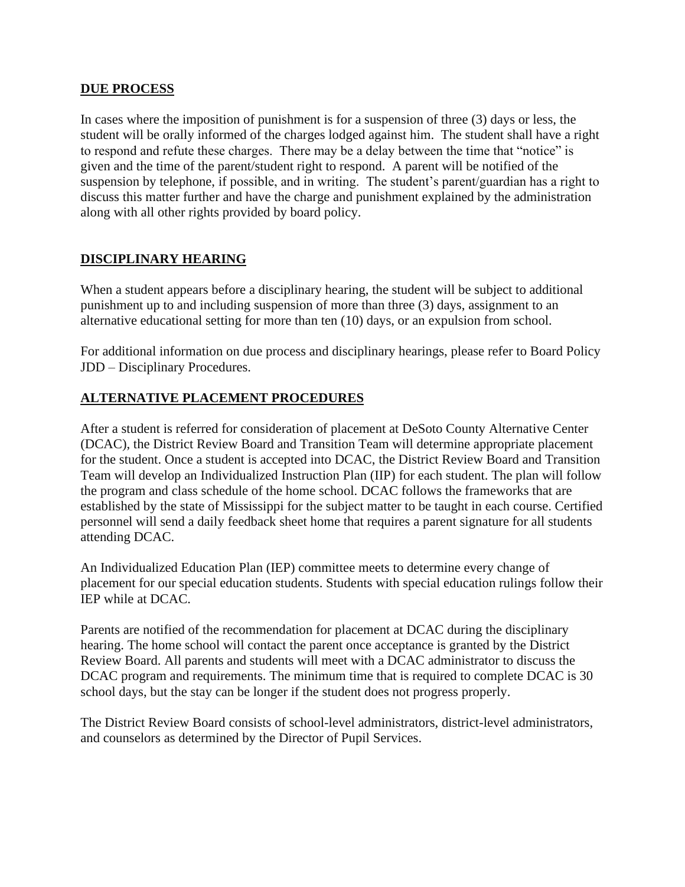## DUE PROCESS

In cases where the imposition of punishment is for a suspension of three (3) days or less, the student will be orally informed of the charges lodged against him. The student shall have a right to respond and refute these charges. There may be a delay between the time that "notice" is given and the time of the parent/student right to respond. A parent will be notified of the suspension by telephone, if possible, and in writing. The student's parent/guardian has a right to discuss this matter further and have the charge and punishment explained by the administration along with all other rights provided by board policy.

## DISCIPLINARY HEARING

When a student appears before a disciplinary hearing, the student will be subject to additional punishment up to and including suspension of more than three (3) days, assignment to an alternative educational setting for more than ten (10) days, or an expulsion from school.

For additional information on due process and disciplinary hearings, please refer to Board Policy JDD – Disciplinary Procedures.

## ALTERNATIVE PLACEMENT PROCEDURES

After a student is referred for consideration of placement at DeSoto County Alternative Center (DCAC), the District Review Board and Transition Team will determine appropriate placement for the student. Once a student is accepted into DCAC, the District Review Board and Transition Team will develop an Individualized Instruction Plan (IIP) for each student. The plan will follow the program and class schedule of the home school. DCAC follows the frameworks that are established by the state of Mississippi for the subject matter to be taught in each course. Certified personnel will send a daily feedback sheet home that requires a parent signature for all students attending DCAC.

An Individualized Education Plan (IEP) committee meets to determine every change of placement for our special education students. Students with special education rulings follow their IEP while at DCAC.

Parents are notified of the recommendation for placement at DCAC during the disciplinary hearing. The home school will contact the parent once acceptance is granted by the District Review Board. All parents and students will meet with a DCAC administrator to discuss the DCAC program and requirements. The minimum time that is required to complete DCAC is 30 school days, but the stay can be longer if the student does not progress properly.

The District Review Board consists of school-level administrators, district-level administrators, and counselors as determined by the Director of Pupil Services.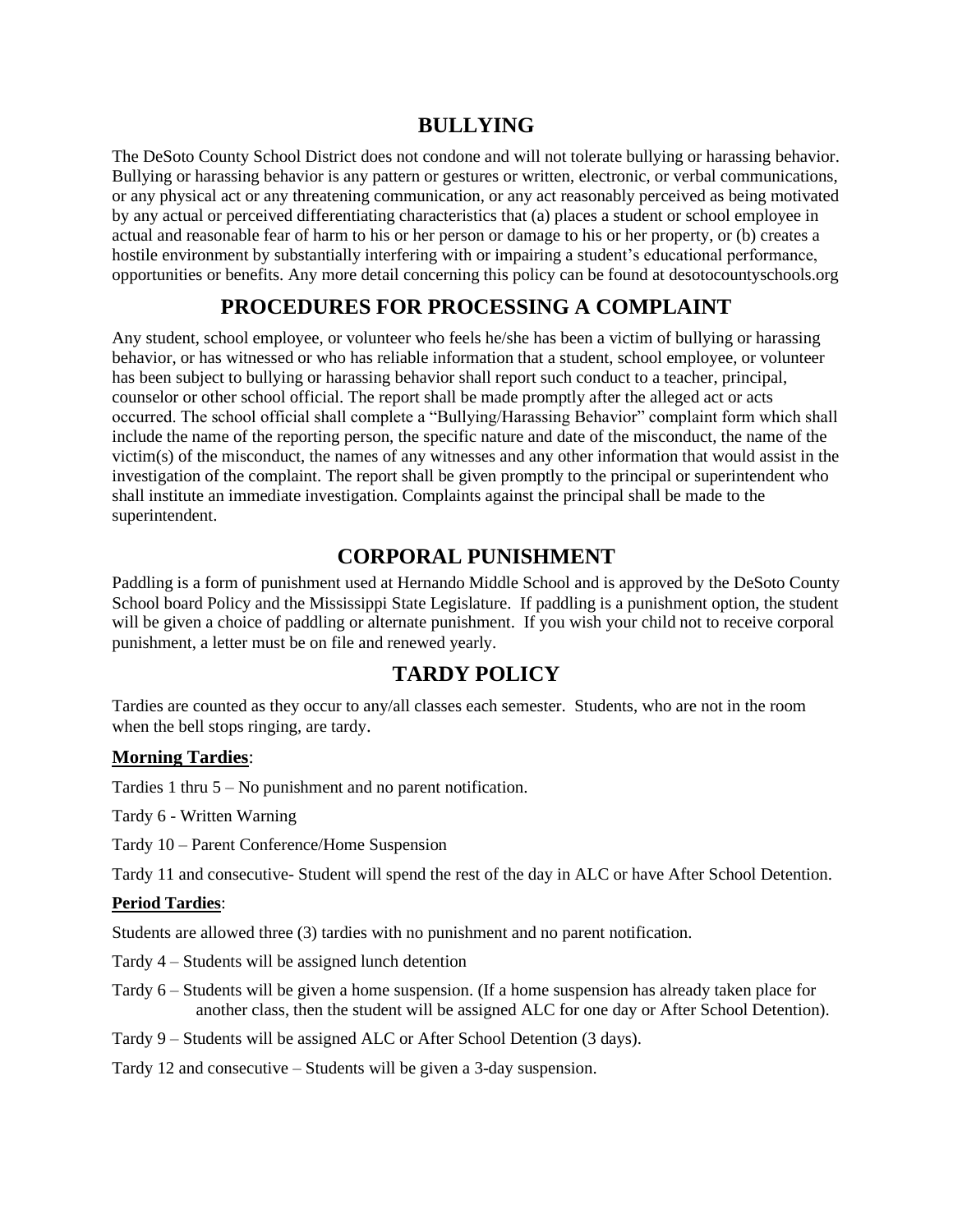## BULLYING

The DeSoto County School District does not condone and will not tolerate bullying or harassing behavior. Bullying or harassing behavior is any pattern or gestures or written, electronic, or verbal communications, or any physical act or any threatening communication, or any act reasonably perceived as being motivated by any actual or perceived differentiating characteristics that (a) places a student or school employee in actual and reasonable fear of harm to his or her person or damage to his or her property, or (b) creates a hostile environment by substantially interfering with or impairing a student's educational performance, opportunities or benefits. Any more detail concerning this policy can be found at desotocountyschools.org

## PROCEDURES FOR PROCESSING A COMPLAINT

Any student, school employee, or volunteer who feels he/she has been a victim of bullying or harassing behavior, or has witnessed or who has reliable information that a student, school employee, or volunteer has been subject to bullying or harassing behavior shall report such conduct to a teacher, principal, counselor or other school official. The report shall be made promptly after the alleged act or acts occurred. The school official shall complete a "Bullying/Harassing Behavior" complaint form which shall include the name of the reporting person, the specific nature and date of the misconduct, the name of the victim(s) of the misconduct, the names of any witnesses and any other information that would assist in the investigation of the complaint. The report shall be given promptly to the principal or superintendent who shall institute an immediate investigation. Complaints against the principal shall be made to the superintendent.

## CORPORAL PUNISHMENT

Paddling is a form of punishment used at Hernando Middle School and is approved by the DeSoto County School board Policy and the Mississippi State Legislature. If paddling is a punishment option, the student will be given a choice of paddling or alternate punishment. If you wish your child not to receive corporal punishment, a letter must be on file and renewed yearly.

## TARDY POLICY

Tardies are counted as they occur to any/all classes each semester. Students, who are not in the room when the bell stops ringing, are tardy.

**Morning Tardies**:

Tardies 1 thru 5 – No punishment and no parent notification.

Tardy 6 - Written Warning

Tardy 10 – Parent Conference/Home Suspension

Tardy 11 and consecutive- Student will spend the rest of the day in ALC or have After School Detention.

**Period Tardies**:

Students are allowed three (3) tardies with no punishment and no parent notification.

Tardy 4 – Students will be assigned lunch detention

Tardy 6 – Students will be given a home suspension. (If a home suspension has already taken place for another class, then the student will be assigned ALC for one day or After School Detention).

Tardy 9 – Students will be assigned ALC or After School Detention (3 days).

Tardy 12 and consecutive – Students will be given a 3-day suspension.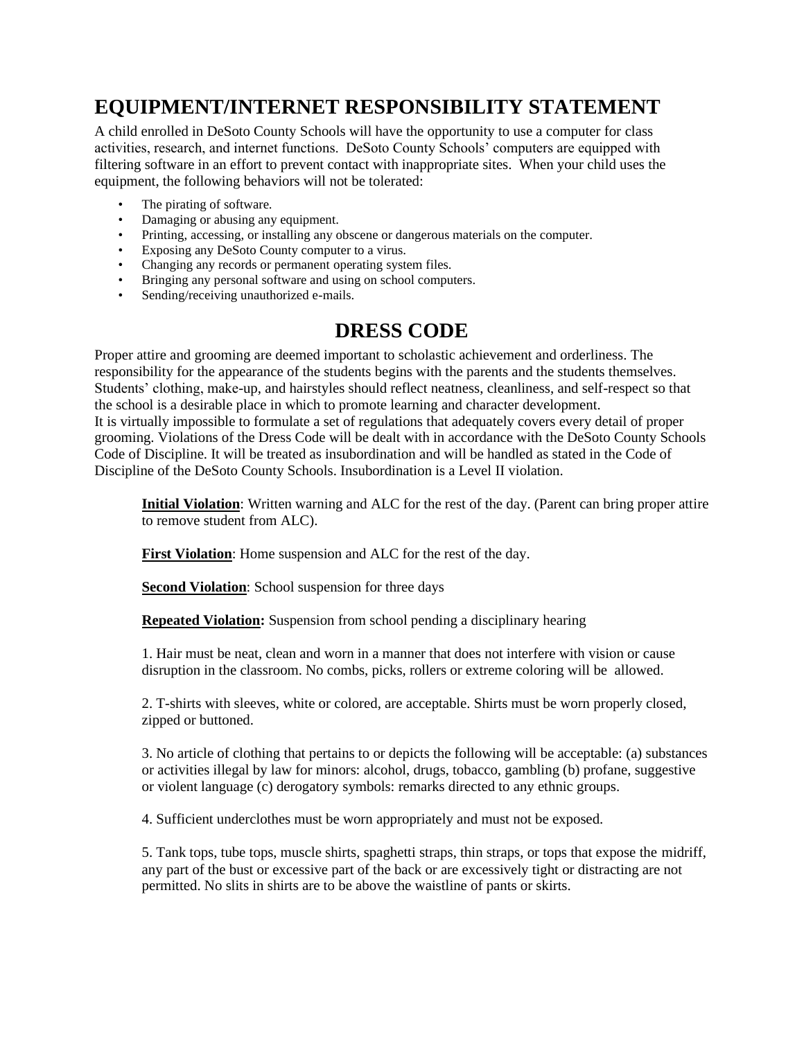## EQUIPMENT/INTERNET RESPONSIBILITY STATEMENT

A child enrolled in DeSoto County Schools will have the opportunity to use a computer for class activities, research, and internet functions. DeSoto County Schools' computers are equipped with filtering software in an effort to prevent contact with inappropriate sites. When your child uses the equipment, the following behaviors will not be tolerated:

- The pirating of software.
- Damaging or abusing any equipment.
- Printing, accessing, or installing any obscene or dangerous materials on the computer.
- Exposing any DeSoto County computer to a virus.
- Changing any records or permanent operating system files.
- Bringing any personal software and using on school computers.
- Sending/receiving unauthorized e-mails.

## DRESS CODE

Proper attire and grooming are deemed important to scholastic achievement and orderliness. The responsibility for the appearance of the students begins with the parents and the students themselves. Students' clothing, make-up, and hairstyles should reflect neatness, cleanliness, and self-respect so that the school is a desirable place in which to promote learning and character development.
It is virtually impossible to formulate a set of regulations that adequately covers every detail of proper grooming. Violations of the Dress Code will be dealt with in accordance with the DeSoto County Schools Code of Discipline. It will be treated as insubordination and will be handled as stated in the Code of Discipline of the DeSoto County Schools. Insubordination is a Level II violation.

**Initial Violation**: Written warning and ALC for the rest of the day. (Parent can bring proper attire to remove student from ALC).

**First Violation**: Home suspension and ALC for the rest of the day.

**Second Violation**: School suspension for three days

**Repeated Violation:** Suspension from school pending a disciplinary hearing

1. Hair must be neat, clean and worn in a manner that does not interfere with vision or cause disruption in the classroom. No combs, picks, rollers or extreme coloring will be allowed.

2. T-shirts with sleeves, white or colored, are acceptable. Shirts must be worn properly closed, zipped or buttoned.

3. No article of clothing that pertains to or depicts the following will be acceptable: (a) substances or activities illegal by law for minors: alcohol, drugs, tobacco, gambling (b) profane, suggestive or violent language (c) derogatory symbols: remarks directed to any ethnic groups.

4. Sufficient underclothes must be worn appropriately and must not be exposed.

5. Tank tops, tube tops, muscle shirts, spaghetti straps, thin straps, or tops that expose the midriff, any part of the bust or excessive part of the back or are excessively tight or distracting are not permitted. No slits in shirts are to be above the waistline of pants or skirts.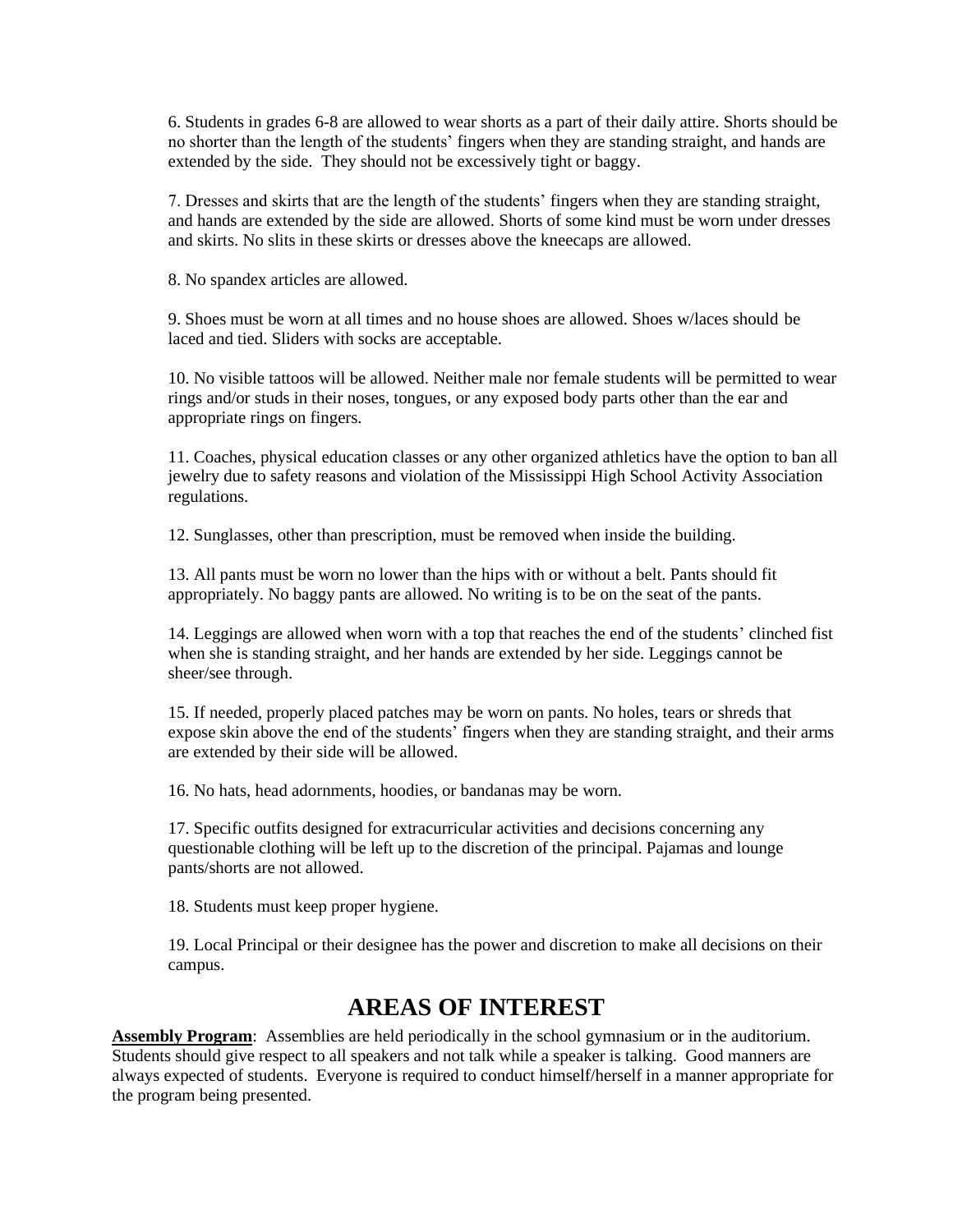6. Students in grades 6-8 are allowed to wear shorts as a part of their daily attire. Shorts should be no shorter than the length of the students' fingers when they are standing straight, and hands are extended by the side. They should not be excessively tight or baggy.

7. Dresses and skirts that are the length of the students' fingers when they are standing straight, and hands are extended by the side are allowed. Shorts of some kind must be worn under dresses and skirts. No slits in these skirts or dresses above the kneecaps are allowed.

8. No spandex articles are allowed.

9. Shoes must be worn at all times and no house shoes are allowed. Shoes w/laces should be laced and tied. Sliders with socks are acceptable.

10. No visible tattoos will be allowed. Neither male nor female students will be permitted to wear rings and/or studs in their noses, tongues, or any exposed body parts other than the ear and appropriate rings on fingers.

11. Coaches, physical education classes or any other organized athletics have the option to ban all jewelry due to safety reasons and violation of the Mississippi High School Activity Association regulations.

12. Sunglasses, other than prescription, must be removed when inside the building.

13. All pants must be worn no lower than the hips with or without a belt. Pants should fit appropriately. No baggy pants are allowed. No writing is to be on the seat of the pants.

14. Leggings are allowed when worn with a top that reaches the end of the students' clinched fist when she is standing straight, and her hands are extended by her side. Leggings cannot be sheer/see through.

15. If needed, properly placed patches may be worn on pants. No holes, tears or shreds that expose skin above the end of the students' fingers when they are standing straight, and their arms are extended by their side will be allowed.

16. No hats, head adornments, hoodies, or bandanas may be worn.

17. Specific outfits designed for extracurricular activities and decisions concerning any questionable clothing will be left up to the discretion of the principal. Pajamas and lounge pants/shorts are not allowed.

18. Students must keep proper hygiene.

19. Local Principal or their designee has the power and discretion to make all decisions on their campus.

# AREAS OF INTEREST

**Assembly Program**: Assemblies are held periodically in the school gymnasium or in the auditorium. Students should give respect to all speakers and not talk while a speaker is talking. Good manners are always expected of students. Everyone is required to conduct himself/herself in a manner appropriate for the program being presented.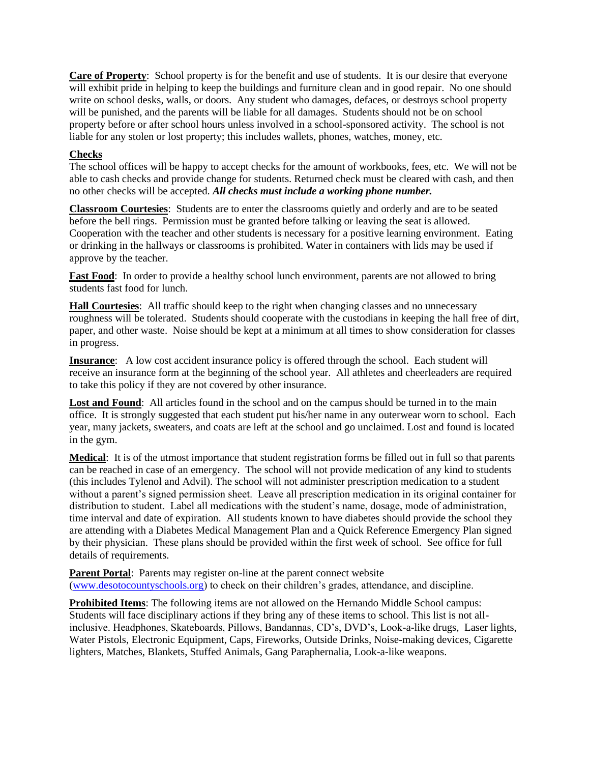**Care of Property**: School property is for the benefit and use of students. It is our desire that everyone will exhibit pride in helping to keep the buildings and furniture clean and in good repair. No one should write on school desks, walls, or doors. Any student who damages, defaces, or destroys school property will be punished, and the parents will be liable for all damages. Students should not be on school property before or after school hours unless involved in a school-sponsored activity. The school is not liable for any stolen or lost property; this includes wallets, phones, watches, money, etc.

**Checks**

The school offices will be happy to accept checks for the amount of workbooks, fees, etc. We will not be able to cash checks and provide change for students. Returned check must be cleared with cash, and then no other checks will be accepted. ***All checks must include a working phone number.***

**Classroom Courtesies**: Students are to enter the classrooms quietly and orderly and are to be seated before the bell rings. Permission must be granted before talking or leaving the seat is allowed. Cooperation with the teacher and other students is necessary for a positive learning environment. Eating or drinking in the hallways or classrooms is prohibited. Water in containers with lids may be used if approve by the teacher.

**Fast Food**: In order to provide a healthy school lunch environment, parents are not allowed to bring students fast food for lunch.

**Hall Courtesies**: All traffic should keep to the right when changing classes and no unnecessary roughness will be tolerated. Students should cooperate with the custodians in keeping the hall free of dirt, paper, and other waste. Noise should be kept at a minimum at all times to show consideration for classes in progress.

**Insurance**: A low cost accident insurance policy is offered through the school. Each student will receive an insurance form at the beginning of the school year. All athletes and cheerleaders are required to take this policy if they are not covered by other insurance.

**Lost and Found**: All articles found in the school and on the campus should be turned in to the main office. It is strongly suggested that each student put his/her name in any outerwear worn to school. Each year, many jackets, sweaters, and coats are left at the school and go unclaimed. Lost and found is located in the gym.

**Medical**: It is of the utmost importance that student registration forms be filled out in full so that parents can be reached in case of an emergency. The school will not provide medication of any kind to students (this includes Tylenol and Advil). The school will not administer prescription medication to a student without a parent's signed permission sheet. Leave all prescription medication in its original container for distribution to student. Label all medications with the student's name, dosage, mode of administration, time interval and date of expiration. All students known to have diabetes should provide the school they are attending with a Diabetes Medical Management Plan and a Quick Reference Emergency Plan signed by their physician. These plans should be provided within the first week of school. See office for full details of requirements.

**Parent Portal**: Parents may register on-line at the parent connect website (www.desotocountyschools.org) to check on their children's grades, attendance, and discipline.

**Prohibited Items**: The following items are not allowed on the Hernando Middle School campus: Students will face disciplinary actions if they bring any of these items to school. This list is not all-inclusive. Headphones, Skateboards, Pillows, Bandannas, CD's, DVD's, Look-a-like drugs, Laser lights, Water Pistols, Electronic Equipment, Caps, Fireworks, Outside Drinks, Noise-making devices, Cigarette lighters, Matches, Blankets, Stuffed Animals, Gang Paraphernalia, Look-a-like weapons.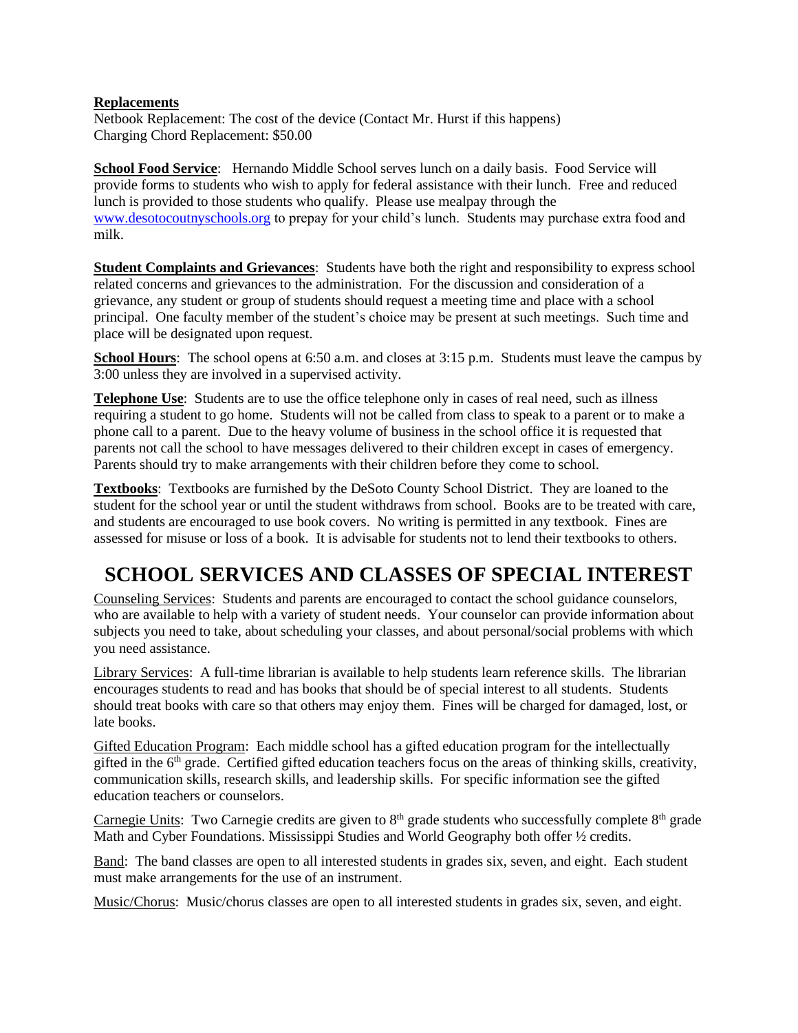**Replacements**
Netbook Replacement: The cost of the device (Contact Mr. Hurst if this happens)
Charging Chord Replacement: $50.00

**School Food Service**: Hernando Middle School serves lunch on a daily basis. Food Service will provide forms to students who wish to apply for federal assistance with their lunch. Free and reduced lunch is provided to those students who qualify. Please use mealpay through the www.desotocoutnyschools.org to prepay for your child's lunch. Students may purchase extra food and milk.

**Student Complaints and Grievances**: Students have both the right and responsibility to express school related concerns and grievances to the administration. For the discussion and consideration of a grievance, any student or group of students should request a meeting time and place with a school principal. One faculty member of the student's choice may be present at such meetings. Such time and place will be designated upon request.

**School Hours**: The school opens at 6:50 a.m. and closes at 3:15 p.m. Students must leave the campus by 3:00 unless they are involved in a supervised activity.

**Telephone Use**: Students are to use the office telephone only in cases of real need, such as illness requiring a student to go home. Students will not be called from class to speak to a parent or to make a phone call to a parent. Due to the heavy volume of business in the school office it is requested that parents not call the school to have messages delivered to their children except in cases of emergency. Parents should try to make arrangements with their children before they come to school.

**Textbooks**: Textbooks are furnished by the DeSoto County School District. They are loaned to the student for the school year or until the student withdraws from school. Books are to be treated with care, and students are encouraged to use book covers. No writing is permitted in any textbook. Fines are assessed for misuse or loss of a book. It is advisable for students not to lend their textbooks to others.

# SCHOOL SERVICES AND CLASSES OF SPECIAL INTEREST

Counseling Services: Students and parents are encouraged to contact the school guidance counselors, who are available to help with a variety of student needs. Your counselor can provide information about subjects you need to take, about scheduling your classes, and about personal/social problems with which you need assistance.

Library Services: A full-time librarian is available to help students learn reference skills. The librarian encourages students to read and has books that should be of special interest to all students. Students should treat books with care so that others may enjoy them. Fines will be charged for damaged, lost, or late books.

Gifted Education Program: Each middle school has a gifted education program for the intellectually gifted in the 6th grade. Certified gifted education teachers focus on the areas of thinking skills, creativity, communication skills, research skills, and leadership skills. For specific information see the gifted education teachers or counselors.

Carnegie Units: Two Carnegie credits are given to 8th grade students who successfully complete 8th grade Math and Cyber Foundations. Mississippi Studies and World Geography both offer ½ credits.

Band: The band classes are open to all interested students in grades six, seven, and eight. Each student must make arrangements for the use of an instrument.

Music/Chorus: Music/chorus classes are open to all interested students in grades six, seven, and eight.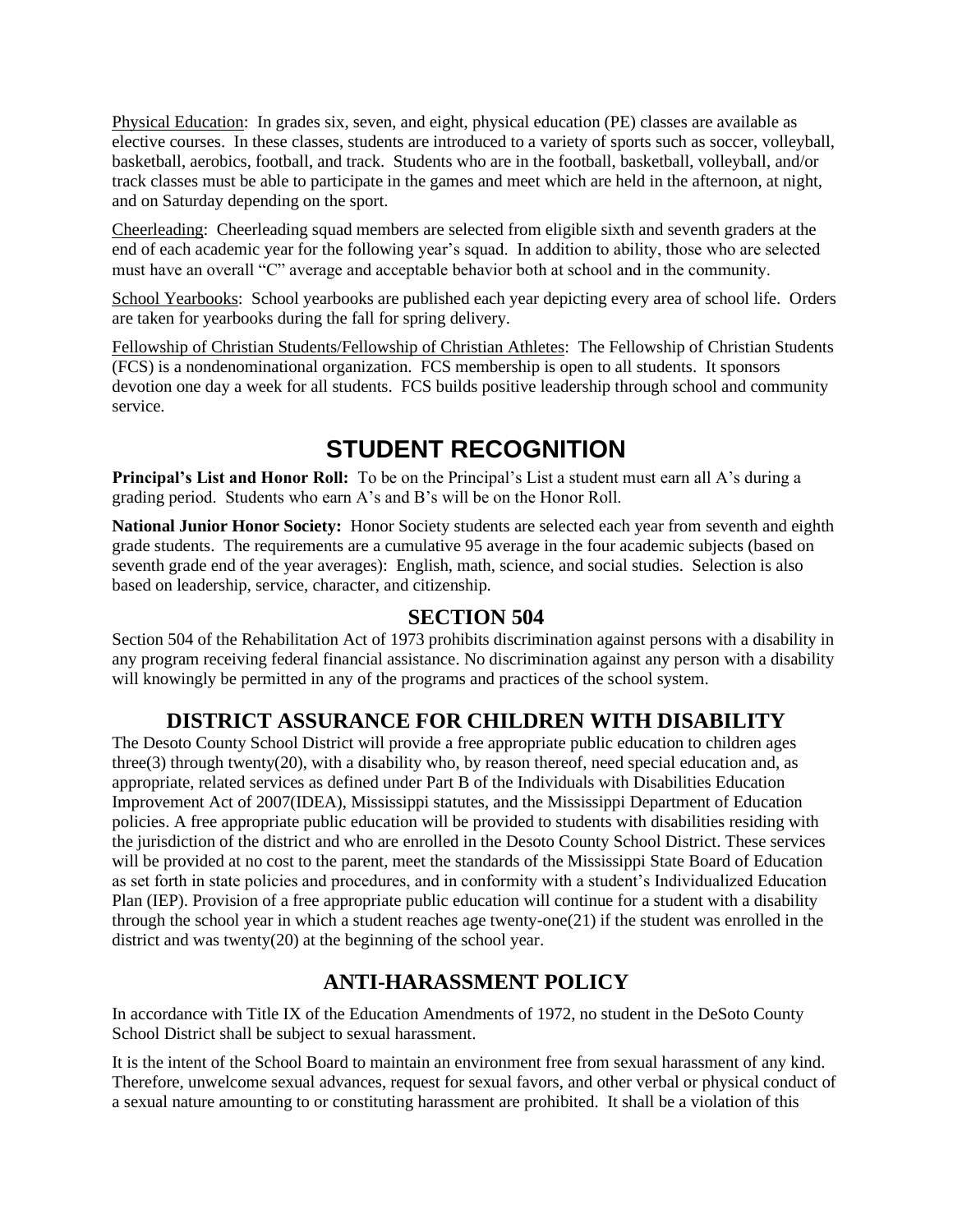<u>Physical Education</u>: In grades six, seven, and eight, physical education (PE) classes are available as elective courses. In these classes, students are introduced to a variety of sports such as soccer, volleyball, basketball, aerobics, football, and track. Students who are in the football, basketball, volleyball, and/or track classes must be able to participate in the games and meet which are held in the afternoon, at night, and on Saturday depending on the sport.

<u>Cheerleading</u>: Cheerleading squad members are selected from eligible sixth and seventh graders at the end of each academic year for the following year's squad. In addition to ability, those who are selected must have an overall "C" average and acceptable behavior both at school and in the community.

<u>School Yearbooks</u>: School yearbooks are published each year depicting every area of school life. Orders are taken for yearbooks during the fall for spring delivery.

<u>Fellowship of Christian Students/Fellowship of Christian Athletes</u>: The Fellowship of Christian Students (FCS) is a nondenominational organization. FCS membership is open to all students. It sponsors devotion one day a week for all students. FCS builds positive leadership through school and community service.

# STUDENT RECOGNITION

**Principal's List and Honor Roll:** To be on the Principal's List a student must earn all A's during a grading period. Students who earn A's and B's will be on the Honor Roll.

**National Junior Honor Society:** Honor Society students are selected each year from seventh and eighth grade students. The requirements are a cumulative 95 average in the four academic subjects (based on seventh grade end of the year averages): English, math, science, and social studies. Selection is also based on leadership, service, character, and citizenship.

## SECTION 504

Section 504 of the Rehabilitation Act of 1973 prohibits discrimination against persons with a disability in any program receiving federal financial assistance. No discrimination against any person with a disability will knowingly be permitted in any of the programs and practices of the school system.

## DISTRICT ASSURANCE FOR CHILDREN WITH DISABILITY

The Desoto County School District will provide a free appropriate public education to children ages three(3) through twenty(20), with a disability who, by reason thereof, need special education and, as appropriate, related services as defined under Part B of the Individuals with Disabilities Education Improvement Act of 2007(IDEA), Mississippi statutes, and the Mississippi Department of Education policies. A free appropriate public education will be provided to students with disabilities residing with the jurisdiction of the district and who are enrolled in the Desoto County School District. These services will be provided at no cost to the parent, meet the standards of the Mississippi State Board of Education as set forth in state policies and procedures, and in conformity with a student's Individualized Education Plan (IEP). Provision of a free appropriate public education will continue for a student with a disability through the school year in which a student reaches age twenty-one(21) if the student was enrolled in the district and was twenty(20) at the beginning of the school year.

## ANTI-HARASSMENT POLICY

In accordance with Title IX of the Education Amendments of 1972, no student in the DeSoto County School District shall be subject to sexual harassment.

It is the intent of the School Board to maintain an environment free from sexual harassment of any kind. Therefore, unwelcome sexual advances, request for sexual favors, and other verbal or physical conduct of a sexual nature amounting to or constituting harassment are prohibited. It shall be a violation of this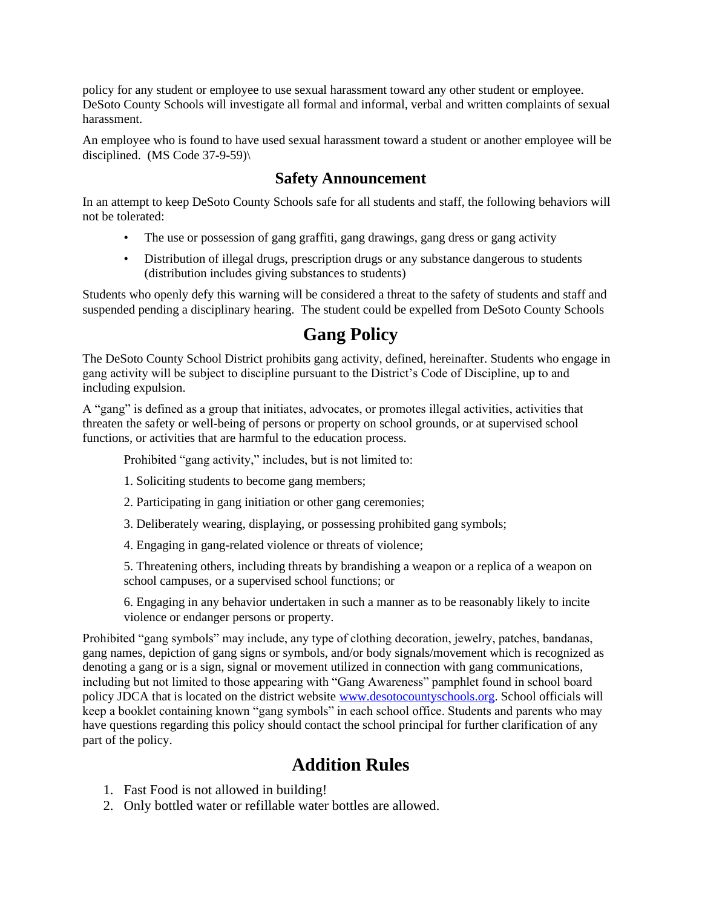policy for any student or employee to use sexual harassment toward any other student or employee. DeSoto County Schools will investigate all formal and informal, verbal and written complaints of sexual harassment.

An employee who is found to have used sexual harassment toward a student or another employee will be disciplined. (MS Code 37-9-59)\

### Safety Announcement

In an attempt to keep DeSoto County Schools safe for all students and staff, the following behaviors will not be tolerated:

- The use or possession of gang graffiti, gang drawings, gang dress or gang activity
- Distribution of illegal drugs, prescription drugs or any substance dangerous to students (distribution includes giving substances to students)

Students who openly defy this warning will be considered a threat to the safety of students and staff and suspended pending a disciplinary hearing. The student could be expelled from DeSoto County Schools

## Gang Policy

The DeSoto County School District prohibits gang activity, defined, hereinafter. Students who engage in gang activity will be subject to discipline pursuant to the District's Code of Discipline, up to and including expulsion.

A "gang" is defined as a group that initiates, advocates, or promotes illegal activities, activities that threaten the safety or well-being of persons or property on school grounds, or at supervised school functions, or activities that are harmful to the education process.

Prohibited "gang activity," includes, but is not limited to:

1. Soliciting students to become gang members;
2. Participating in gang initiation or other gang ceremonies;
3. Deliberately wearing, displaying, or possessing prohibited gang symbols;
4. Engaging in gang-related violence or threats of violence;
5. Threatening others, including threats by brandishing a weapon or a replica of a weapon on school campuses, or a supervised school functions; or
6. Engaging in any behavior undertaken in such a manner as to be reasonably likely to incite violence or endanger persons or property.

Prohibited "gang symbols" may include, any type of clothing decoration, jewelry, patches, bandanas, gang names, depiction of gang signs or symbols, and/or body signals/movement which is recognized as denoting a gang or is a sign, signal or movement utilized in connection with gang communications, including but not limited to those appearing with "Gang Awareness" pamphlet found in school board policy JDCA that is located on the district website www.desotocountyschools.org. School officials will keep a booklet containing known "gang symbols" in each school office. Students and parents who may have questions regarding this policy should contact the school principal for further clarification of any part of the policy.

## Addition Rules

1. Fast Food is not allowed in building!
2. Only bottled water or refillable water bottles are allowed.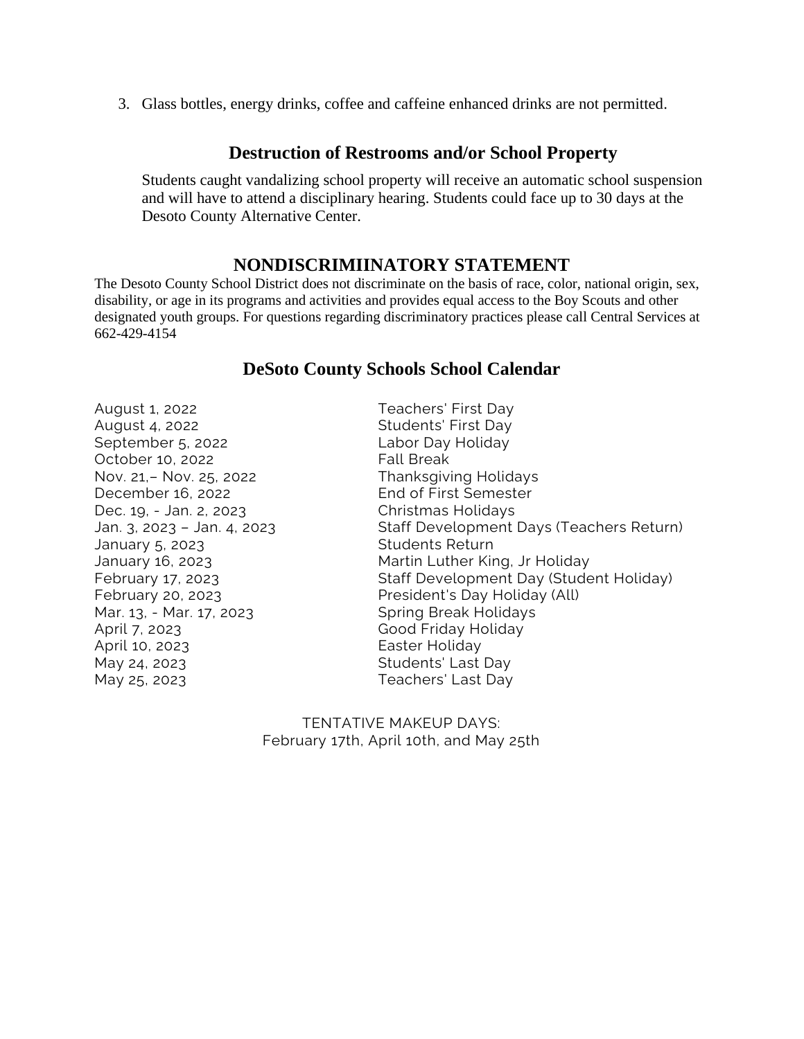3. Glass bottles, energy drinks, coffee and caffeine enhanced drinks are not permitted.

## Destruction of Restrooms and/or School Property

Students caught vandalizing school property will receive an automatic school suspension and will have to attend a disciplinary hearing. Students could face up to 30 days at the Desoto County Alternative Center.

## NONDISCRIMIINATORY STATEMENT

The Desoto County School District does not discriminate on the basis of race, color, national origin, sex, disability, or age in its programs and activities and provides equal access to the Boy Scouts and other designated youth groups. For questions regarding discriminatory practices please call Central Services at 662-429-4154

## DeSoto County Schools School Calendar

| | |
|---|---|
| August 1, 2022 | Teachers' First Day |
| August 4, 2022 | Students' First Day |
| September 5, 2022 | Labor Day Holiday |
| October 10, 2022 | Fall Break |
| Nov. 21,– Nov. 25, 2022 | Thanksgiving Holidays |
| December 16, 2022 | End of First Semester |
| Dec. 19, - Jan. 2, 2023 | Christmas Holidays |
| Jan. 3, 2023 – Jan. 4, 2023 | Staff Development Days (Teachers Return) |
| January 5, 2023 | Students Return |
| January 16, 2023 | Martin Luther King, Jr Holiday |
| February 17, 2023 | Staff Development Day (Student Holiday) |
| February 20, 2023 | President's Day Holiday (All) |
| Mar. 13, - Mar. 17, 2023 | Spring Break Holidays |
| April 7, 2023 | Good Friday Holiday |
| April 10, 2023 | Easter Holiday |
| May 24, 2023 | Students' Last Day |
| May 25, 2023 | Teachers' Last Day |

TENTATIVE MAKEUP DAYS:
February 17th, April 10th, and May 25th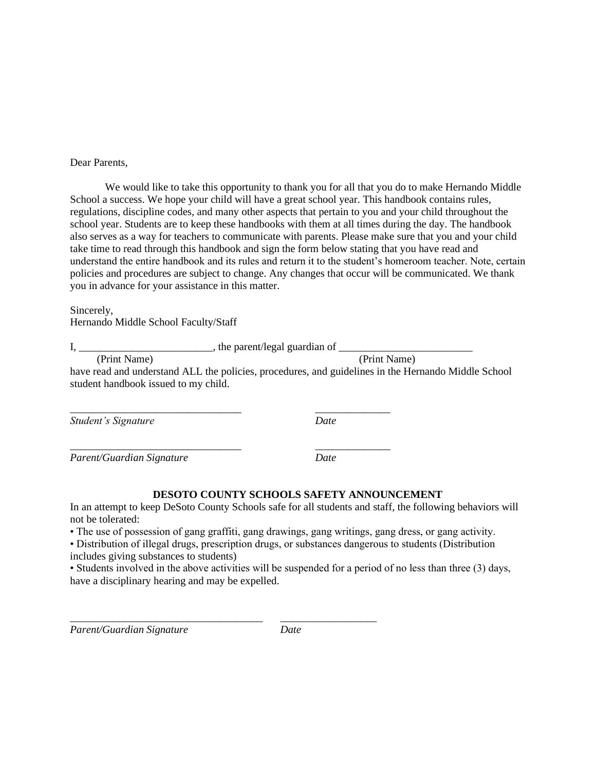Dear Parents,

We would like to take this opportunity to thank you for all that you do to make Hernando Middle School a success. We hope your child will have a great school year. This handbook contains rules, regulations, discipline codes, and many other aspects that pertain to you and your child throughout the school year. Students are to keep these handbooks with them at all times during the day. The handbook also serves as a way for teachers to communicate with parents. Please make sure that you and your child take time to read through this handbook and sign the form below stating that you have read and understand the entire handbook and its rules and return it to the student's homeroom teacher. Note, certain policies and procedures are subject to change. Any changes that occur will be communicated. We thank you in advance for your assistance in this matter.

Sincerely,
Hernando Middle School Faculty/Staff

I, _________________________, the parent/legal guardian of _________________________
(Print Name) (Print Name)
have read and understand ALL the policies, procedures, and guidelines in the Hernando Middle School student handbook issued to my child.

________________________________ ______________
*Student's Signature* *Date*

________________________________ ______________
*Parent/Guardian Signature* *Date*

**DESOTO COUNTY SCHOOLS SAFETY ANNOUNCEMENT**

In an attempt to keep DeSoto County Schools safe for all students and staff, the following behaviors will not be tolerated:

- The use of possession of gang graffiti, gang drawings, gang writings, gang dress, or gang activity.
- Distribution of illegal drugs, prescription drugs, or substances dangerous to students (Distribution includes giving substances to students)
- Students involved in the above activities will be suspended for a period of no less than three (3) days, have a disciplinary hearing and may be expelled.

____________________________________ __________________
*Parent/Guardian Signature* *Date*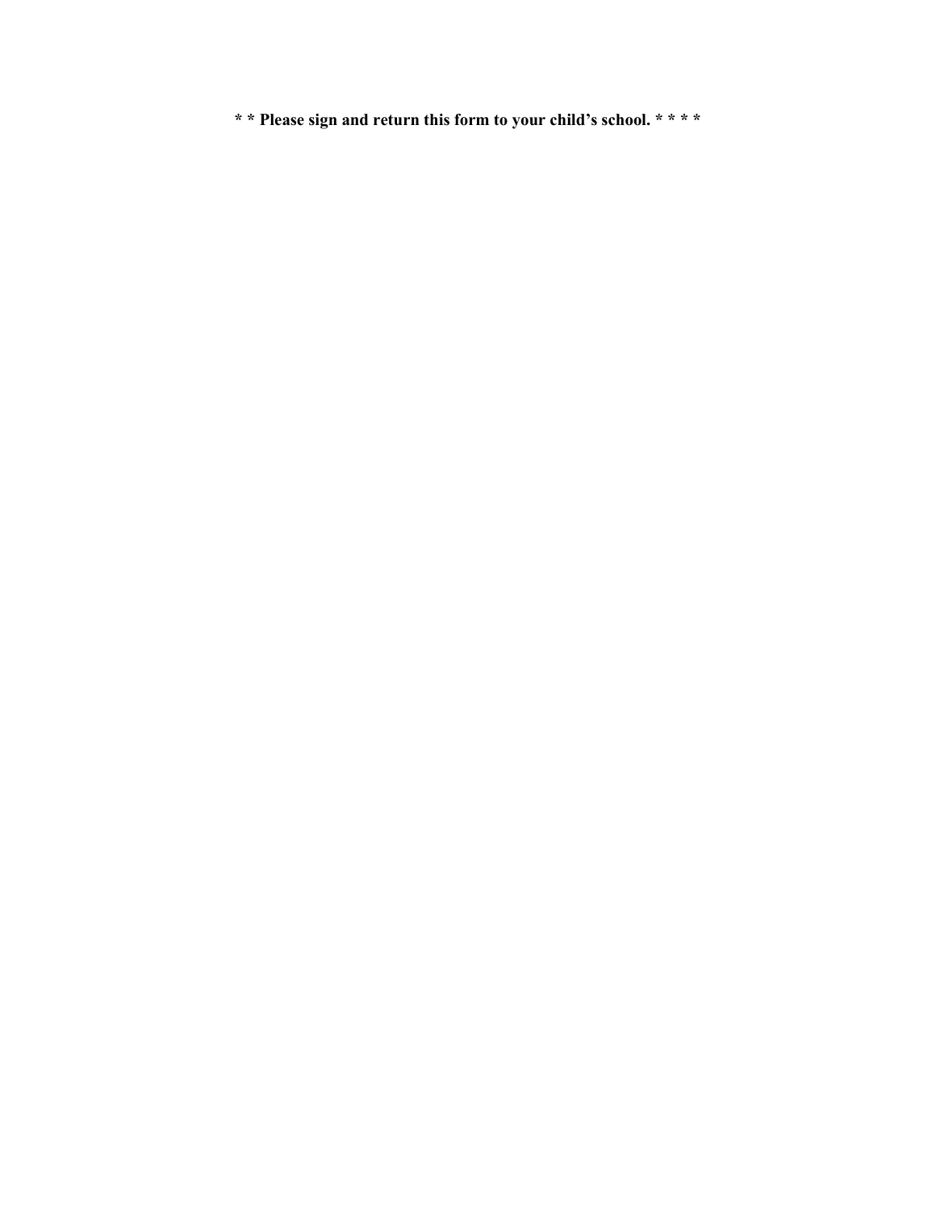**\* \* Please sign and return this form to your child's school. \* \* \* \***

**  * * Please sign and return this form to your child's school. * * * ***